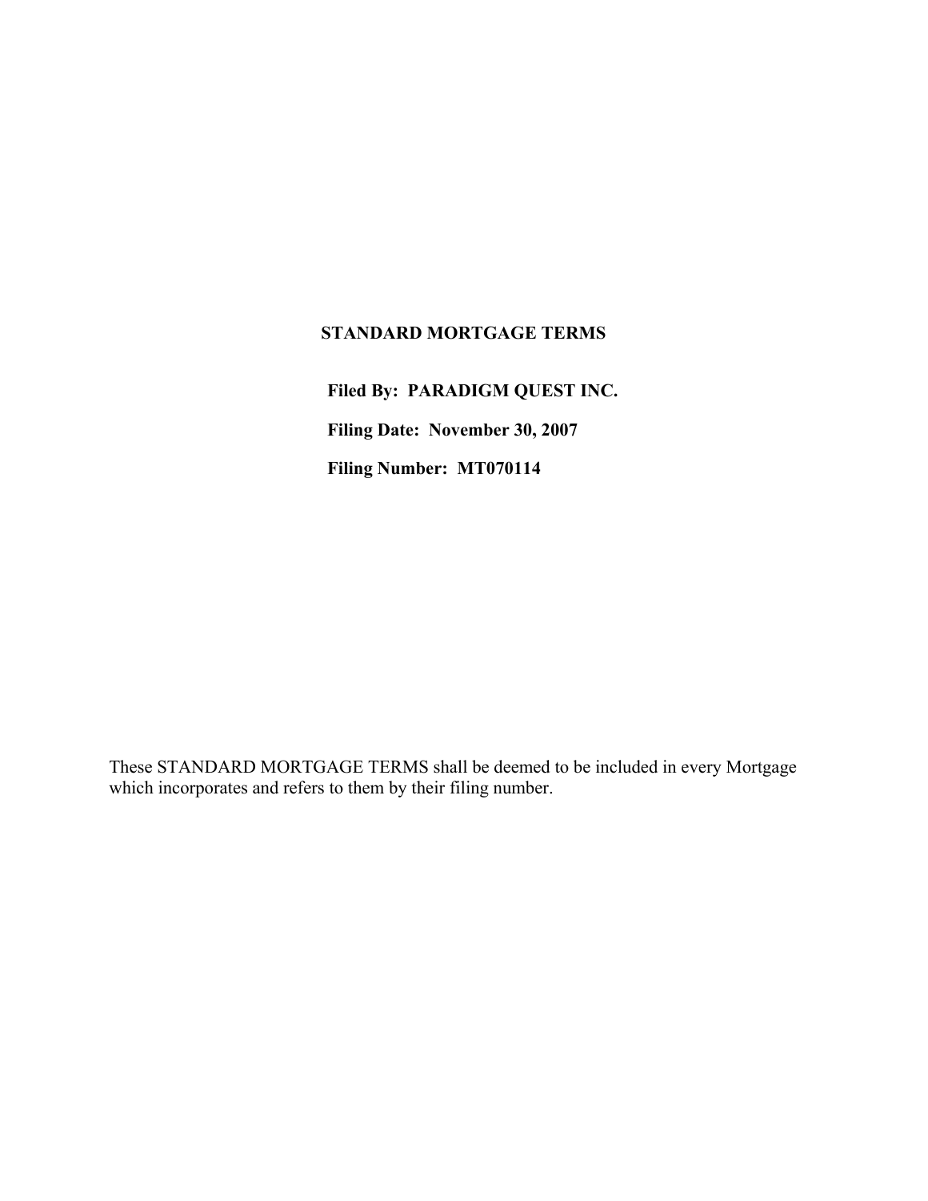# STANDARD MORTGAGE TERMS

**Filed By: PARADIGM QUEST INC.**

**Filing Date: November 30, 2007**

**Filing Number: MT070114**

These STANDARD MORTGAGE TERMS shall be deemed to be included in every Mortgage which incorporates and refers to them by their filing number.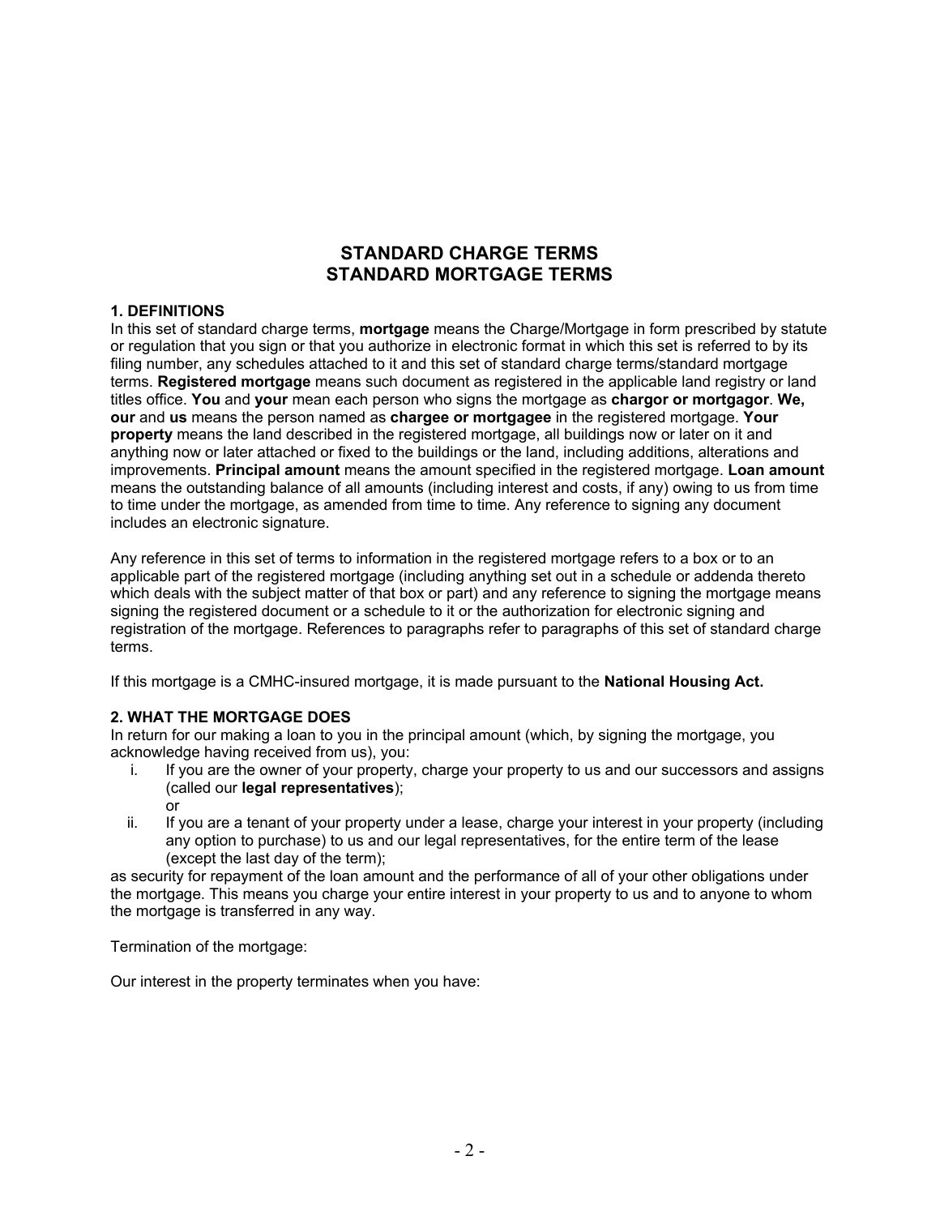# STANDARD CHARGE TERMS
# STANDARD MORTGAGE TERMS

### 1. DEFINITIONS

In this set of standard charge terms, **mortgage** means the Charge/Mortgage in form prescribed by statute or regulation that you sign or that you authorize in electronic format in which this set is referred to by its filing number, any schedules attached to it and this set of standard charge terms/standard mortgage terms. **Registered mortgage** means such document as registered in the applicable land registry or land titles office. **You** and **your** mean each person who signs the mortgage as **chargor or mortgagor**. **We, our** and **us** means the person named as **chargee or mortgagee** in the registered mortgage. **Your property** means the land described in the registered mortgage, all buildings now or later on it and anything now or later attached or fixed to the buildings or the land, including additions, alterations and improvements. **Principal amount** means the amount specified in the registered mortgage. **Loan amount** means the outstanding balance of all amounts (including interest and costs, if any) owing to us from time to time under the mortgage, as amended from time to time. Any reference to signing any document includes an electronic signature.

Any reference in this set of terms to information in the registered mortgage refers to a box or to an applicable part of the registered mortgage (including anything set out in a schedule or addenda thereto which deals with the subject matter of that box or part) and any reference to signing the mortgage means signing the registered document or a schedule to it or the authorization for electronic signing and registration of the mortgage. References to paragraphs refer to paragraphs of this set of standard charge terms.

If this mortgage is a CMHC-insured mortgage, it is made pursuant to the **National Housing Act.**

### 2. WHAT THE MORTGAGE DOES

In return for our making a loan to you in the principal amount (which, by signing the mortgage, you acknowledge having received from us), you:

i. If you are the owner of your property, charge your property to us and our successors and assigns (called our **legal representatives**);
   or
ii. If you are a tenant of your property under a lease, charge your interest in your property (including any option to purchase) to us and our legal representatives, for the entire term of the lease (except the last day of the term);

as security for repayment of the loan amount and the performance of all of your other obligations under the mortgage. This means you charge your entire interest in your property to us and to anyone to whom the mortgage is transferred in any way.

Termination of the mortgage:

Our interest in the property terminates when you have: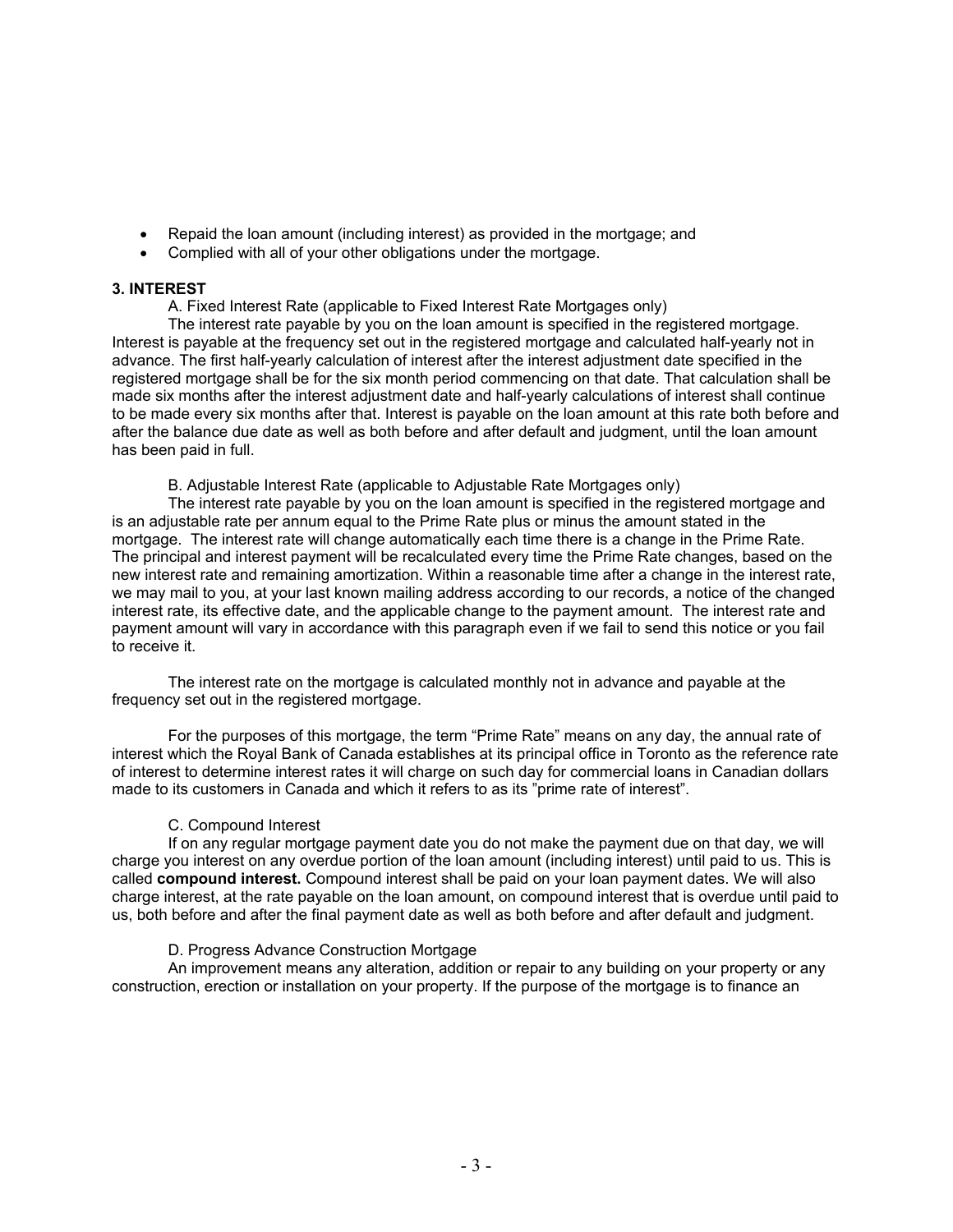- Repaid the loan amount (including interest) as provided in the mortgage; and
- Complied with all of your other obligations under the mortgage.

**3. INTEREST**

A. Fixed Interest Rate (applicable to Fixed Interest Rate Mortgages only)

The interest rate payable by you on the loan amount is specified in the registered mortgage. Interest is payable at the frequency set out in the registered mortgage and calculated half-yearly not in advance. The first half-yearly calculation of interest after the interest adjustment date specified in the registered mortgage shall be for the six month period commencing on that date. That calculation shall be made six months after the interest adjustment date and half-yearly calculations of interest shall continue to be made every six months after that. Interest is payable on the loan amount at this rate both before and after the balance due date as well as both before and after default and judgment, until the loan amount has been paid in full.

B. Adjustable Interest Rate (applicable to Adjustable Rate Mortgages only)

The interest rate payable by you on the loan amount is specified in the registered mortgage and is an adjustable rate per annum equal to the Prime Rate plus or minus the amount stated in the mortgage. The interest rate will change automatically each time there is a change in the Prime Rate. The principal and interest payment will be recalculated every time the Prime Rate changes, based on the new interest rate and remaining amortization. Within a reasonable time after a change in the interest rate, we may mail to you, at your last known mailing address according to our records, a notice of the changed interest rate, its effective date, and the applicable change to the payment amount. The interest rate and payment amount will vary in accordance with this paragraph even if we fail to send this notice or you fail to receive it.

The interest rate on the mortgage is calculated monthly not in advance and payable at the frequency set out in the registered mortgage.

For the purposes of this mortgage, the term "Prime Rate" means on any day, the annual rate of interest which the Royal Bank of Canada establishes at its principal office in Toronto as the reference rate of interest to determine interest rates it will charge on such day for commercial loans in Canadian dollars made to its customers in Canada and which it refers to as its "prime rate of interest".

C. Compound Interest

If on any regular mortgage payment date you do not make the payment due on that day, we will charge you interest on any overdue portion of the loan amount (including interest) until paid to us. This is called **compound interest.** Compound interest shall be paid on your loan payment dates. We will also charge interest, at the rate payable on the loan amount, on compound interest that is overdue until paid to us, both before and after the final payment date as well as both before and after default and judgment.

D. Progress Advance Construction Mortgage

An improvement means any alteration, addition or repair to any building on your property or any construction, erection or installation on your property. If the purpose of the mortgage is to finance an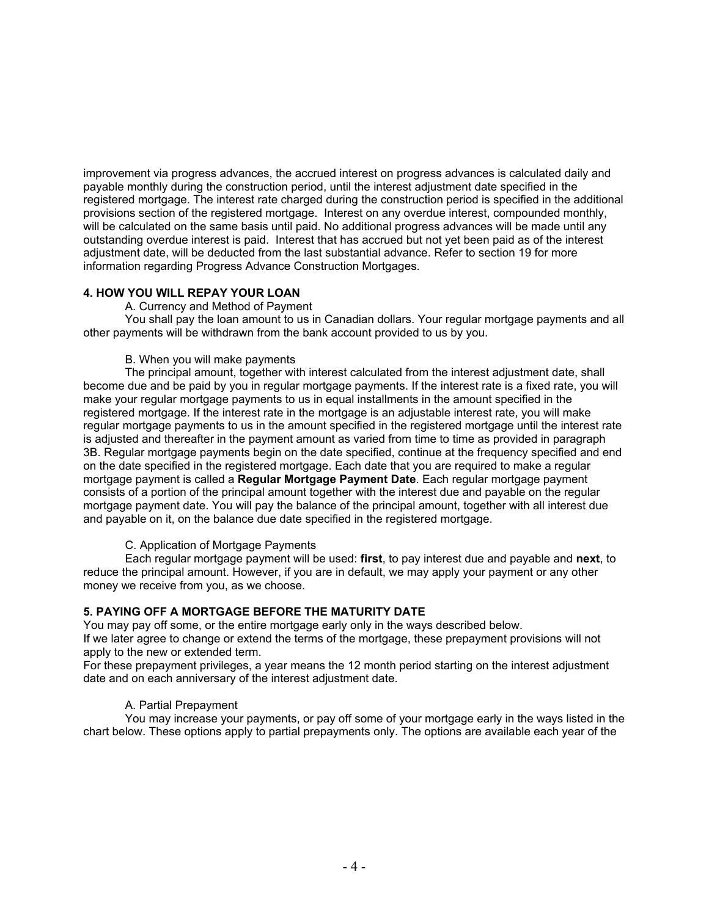improvement via progress advances, the accrued interest on progress advances is calculated daily and payable monthly during the construction period, until the interest adjustment date specified in the registered mortgage. The interest rate charged during the construction period is specified in the additional provisions section of the registered mortgage. Interest on any overdue interest, compounded monthly, will be calculated on the same basis until paid. No additional progress advances will be made until any outstanding overdue interest is paid. Interest that has accrued but not yet been paid as of the interest adjustment date, will be deducted from the last substantial advance. Refer to section 19 for more information regarding Progress Advance Construction Mortgages.

**4. HOW YOU WILL REPAY YOUR LOAN**

A. Currency and Method of Payment

You shall pay the loan amount to us in Canadian dollars. Your regular mortgage payments and all other payments will be withdrawn from the bank account provided to us by you.

B. When you will make payments

The principal amount, together with interest calculated from the interest adjustment date, shall become due and be paid by you in regular mortgage payments. If the interest rate is a fixed rate, you will make your regular mortgage payments to us in equal installments in the amount specified in the registered mortgage. If the interest rate in the mortgage is an adjustable interest rate, you will make regular mortgage payments to us in the amount specified in the registered mortgage until the interest rate is adjusted and thereafter in the payment amount as varied from time to time as provided in paragraph 3B. Regular mortgage payments begin on the date specified, continue at the frequency specified and end on the date specified in the registered mortgage. Each date that you are required to make a regular mortgage payment is called a **Regular Mortgage Payment Date**. Each regular mortgage payment consists of a portion of the principal amount together with the interest due and payable on the regular mortgage payment date. You will pay the balance of the principal amount, together with all interest due and payable on it, on the balance due date specified in the registered mortgage.

C. Application of Mortgage Payments

Each regular mortgage payment will be used: **first**, to pay interest due and payable and **next**, to reduce the principal amount. However, if you are in default, we may apply your payment or any other money we receive from you, as we choose.

**5. PAYING OFF A MORTGAGE BEFORE THE MATURITY DATE**

You may pay off some, or the entire mortgage early only in the ways described below.
If we later agree to change or extend the terms of the mortgage, these prepayment provisions will not apply to the new or extended term.
For these prepayment privileges, a year means the 12 month period starting on the interest adjustment date and on each anniversary of the interest adjustment date.

A. Partial Prepayment

You may increase your payments, or pay off some of your mortgage early in the ways listed in the chart below. These options apply to partial prepayments only. The options are available each year of the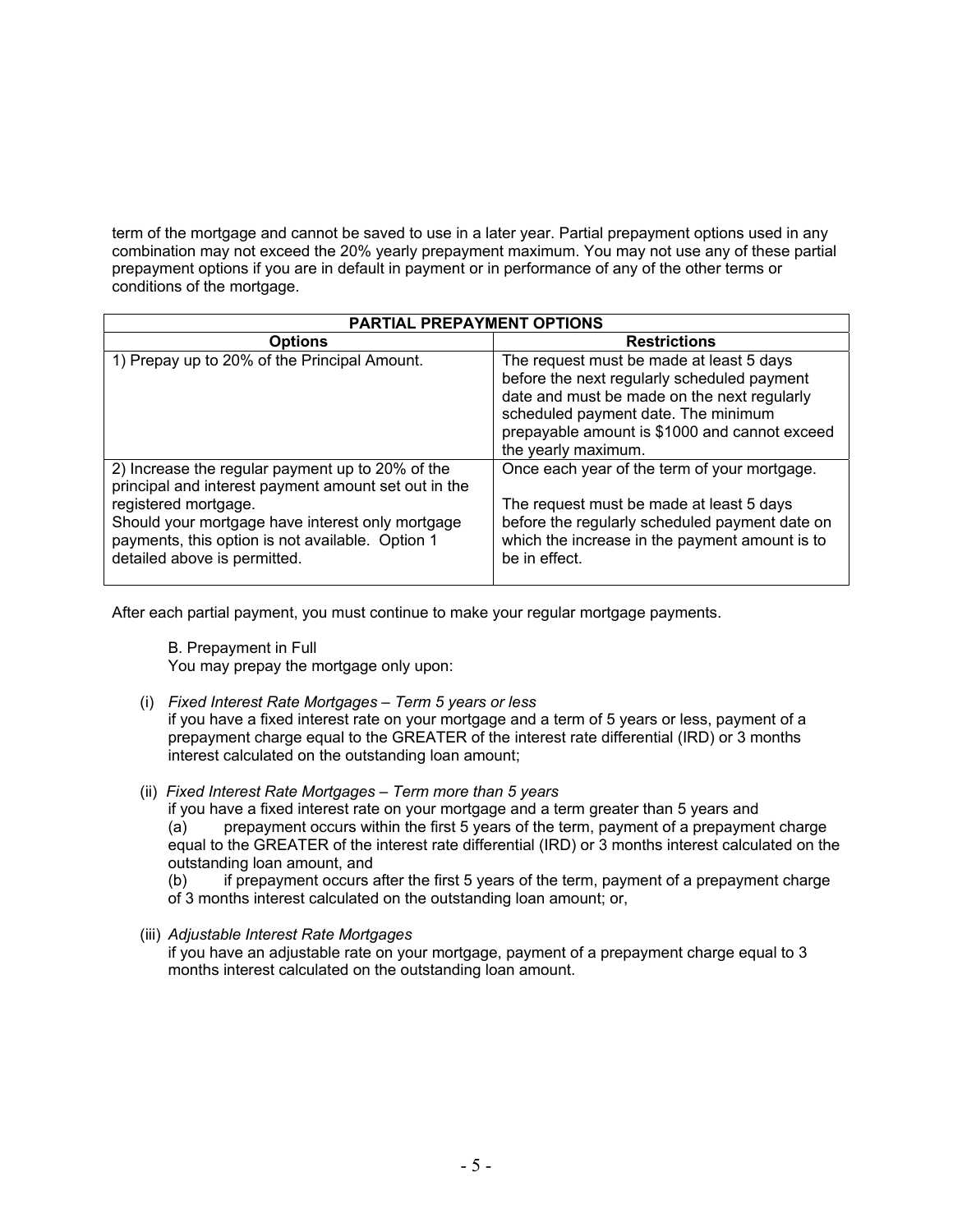term of the mortgage and cannot be saved to use in a later year. Partial prepayment options used in any combination may not exceed the 20% yearly prepayment maximum. You may not use any of these partial prepayment options if you are in default in payment or in performance of any of the other terms or conditions of the mortgage.

| PARTIAL PREPAYMENT OPTIONS | |
|---|---|
| **Options** | **Restrictions** |
| 1) Prepay up to 20% of the Principal Amount. | The request must be made at least 5 days before the next regularly scheduled payment date and must be made on the next regularly scheduled payment date. The minimum prepayable amount is $1000 and cannot exceed the yearly maximum. |
| 2) Increase the regular payment up to 20% of the principal and interest payment amount set out in the registered mortgage.<br>Should your mortgage have interest only mortgage payments, this option is not available. Option 1 detailed above is permitted. | Once each year of the term of your mortgage.<br><br>The request must be made at least 5 days before the regularly scheduled payment date on which the increase in the payment amount is to be in effect. |

After each partial payment, you must continue to make your regular mortgage payments.

B. Prepayment in Full

You may prepay the mortgage only upon:

(i) *Fixed Interest Rate Mortgages – Term 5 years or less*
if you have a fixed interest rate on your mortgage and a term of 5 years or less, payment of a prepayment charge equal to the GREATER of the interest rate differential (IRD) or 3 months interest calculated on the outstanding loan amount;

(ii) *Fixed Interest Rate Mortgages – Term more than 5 years*
if you have a fixed interest rate on your mortgage and a term greater than 5 years and
(a) prepayment occurs within the first 5 years of the term, payment of a prepayment charge equal to the GREATER of the interest rate differential (IRD) or 3 months interest calculated on the outstanding loan amount, and
(b) if prepayment occurs after the first 5 years of the term, payment of a prepayment charge of 3 months interest calculated on the outstanding loan amount; or,

(iii) *Adjustable Interest Rate Mortgages*
if you have an adjustable rate on your mortgage, payment of a prepayment charge equal to 3 months interest calculated on the outstanding loan amount.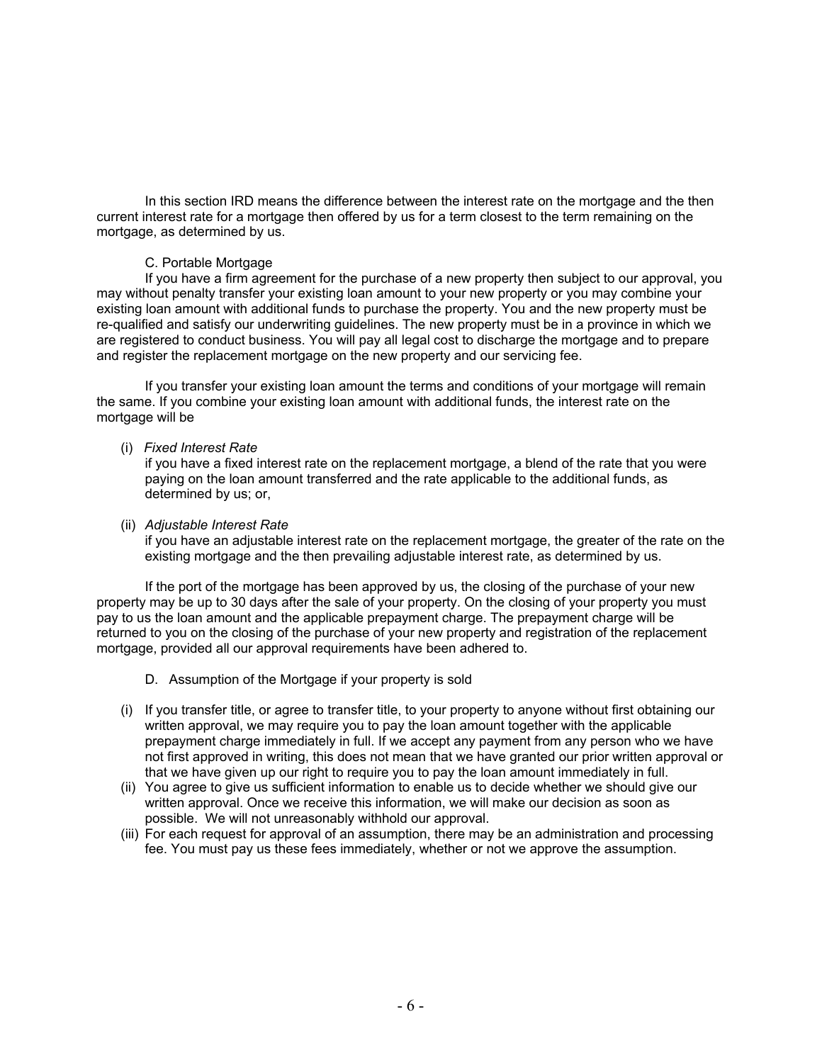In this section IRD means the difference between the interest rate on the mortgage and the then current interest rate for a mortgage then offered by us for a term closest to the term remaining on the mortgage, as determined by us.

### C. Portable Mortgage

If you have a firm agreement for the purchase of a new property then subject to our approval, you may without penalty transfer your existing loan amount to your new property or you may combine your existing loan amount with additional funds to purchase the property. You and the new property must be re-qualified and satisfy our underwriting guidelines. The new property must be in a province in which we are registered to conduct business. You will pay all legal cost to discharge the mortgage and to prepare and register the replacement mortgage on the new property and our servicing fee.

If you transfer your existing loan amount the terms and conditions of your mortgage will remain the same. If you combine your existing loan amount with additional funds, the interest rate on the mortgage will be

(i) *Fixed Interest Rate*
 if you have a fixed interest rate on the replacement mortgage, a blend of the rate that you were paying on the loan amount transferred and the rate applicable to the additional funds, as determined by us; or,

(ii) *Adjustable Interest Rate*
 if you have an adjustable interest rate on the replacement mortgage, the greater of the rate on the existing mortgage and the then prevailing adjustable interest rate, as determined by us.

If the port of the mortgage has been approved by us, the closing of the purchase of your new property may be up to 30 days after the sale of your property. On the closing of your property you must pay to us the loan amount and the applicable prepayment charge. The prepayment charge will be returned to you on the closing of the purchase of your new property and registration of the replacement mortgage, provided all our approval requirements have been adhered to.

### D. Assumption of the Mortgage if your property is sold

(i) If you transfer title, or agree to transfer title, to your property to anyone without first obtaining our written approval, we may require you to pay the loan amount together with the applicable prepayment charge immediately in full. If we accept any payment from any person who we have not first approved in writing, this does not mean that we have granted our prior written approval or that we have given up our right to require you to pay the loan amount immediately in full.

(ii) You agree to give us sufficient information to enable us to decide whether we should give our written approval. Once we receive this information, we will make our decision as soon as possible. We will not unreasonably withhold our approval.

(iii) For each request for approval of an assumption, there may be an administration and processing fee. You must pay us these fees immediately, whether or not we approve the assumption.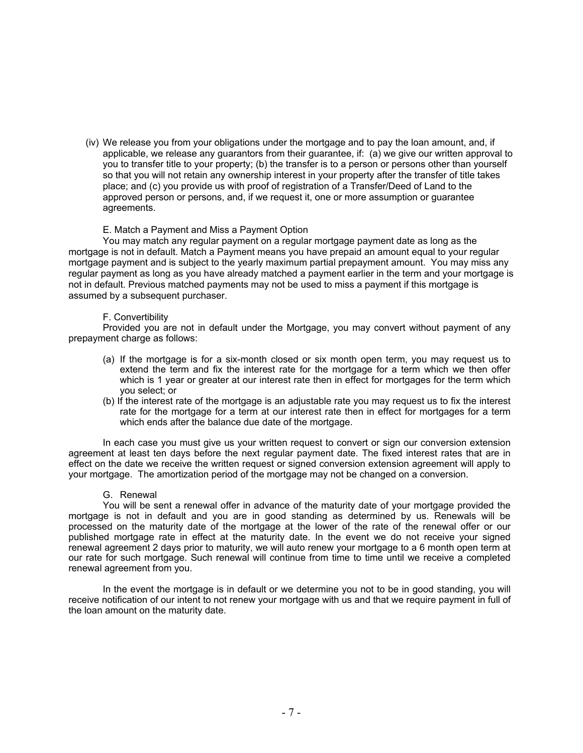(iv) We release you from your obligations under the mortgage and to pay the loan amount, and, if applicable, we release any guarantors from their guarantee, if: (a) we give our written approval to you to transfer title to your property; (b) the transfer is to a person or persons other than yourself so that you will not retain any ownership interest in your property after the transfer of title takes place; and (c) you provide us with proof of registration of a Transfer/Deed of Land to the approved person or persons, and, if we request it, one or more assumption or guarantee agreements.

E. Match a Payment and Miss a Payment Option

You may match any regular payment on a regular mortgage payment date as long as the mortgage is not in default. Match a Payment means you have prepaid an amount equal to your regular mortgage payment and is subject to the yearly maximum partial prepayment amount. You may miss any regular payment as long as you have already matched a payment earlier in the term and your mortgage is not in default. Previous matched payments may not be used to miss a payment if this mortgage is assumed by a subsequent purchaser.

F. Convertibility

Provided you are not in default under the Mortgage, you may convert without payment of any prepayment charge as follows:

(a) If the mortgage is for a six-month closed or six month open term, you may request us to extend the term and fix the interest rate for the mortgage for a term which we then offer which is 1 year or greater at our interest rate then in effect for mortgages for the term which you select; or

(b) If the interest rate of the mortgage is an adjustable rate you may request us to fix the interest rate for the mortgage for a term at our interest rate then in effect for mortgages for a term which ends after the balance due date of the mortgage.

In each case you must give us your written request to convert or sign our conversion extension agreement at least ten days before the next regular payment date. The fixed interest rates that are in effect on the date we receive the written request or signed conversion extension agreement will apply to your mortgage. The amortization period of the mortgage may not be changed on a conversion.

G. Renewal

You will be sent a renewal offer in advance of the maturity date of your mortgage provided the mortgage is not in default and you are in good standing as determined by us. Renewals will be processed on the maturity date of the mortgage at the lower of the rate of the renewal offer or our published mortgage rate in effect at the maturity date. In the event we do not receive your signed renewal agreement 2 days prior to maturity, we will auto renew your mortgage to a 6 month open term at our rate for such mortgage. Such renewal will continue from time to time until we receive a completed renewal agreement from you.

In the event the mortgage is in default or we determine you not to be in good standing, you will receive notification of our intent to not renew your mortgage with us and that we require payment in full of the loan amount on the maturity date.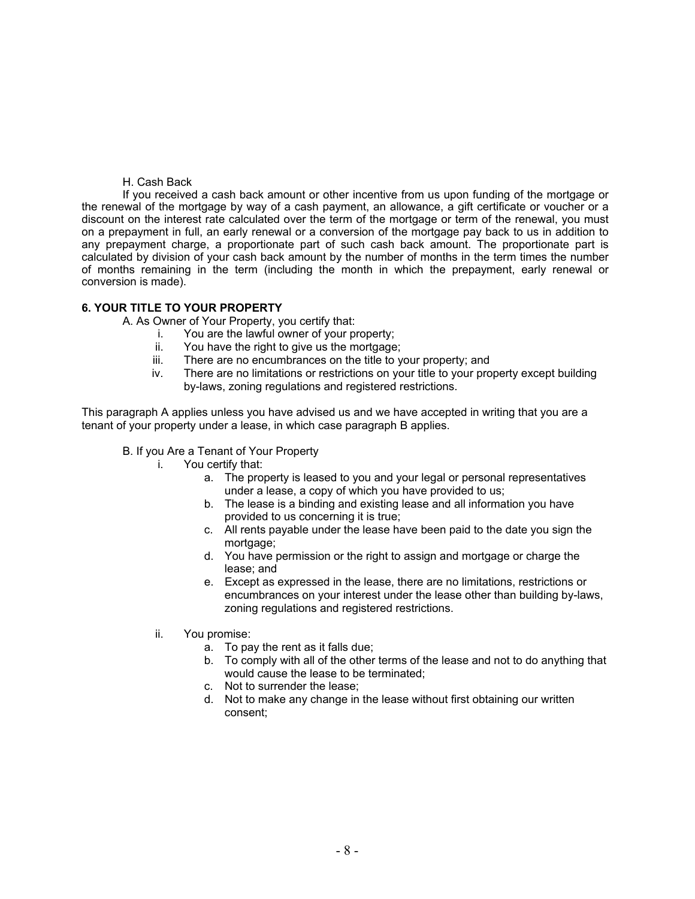H. Cash Back

If you received a cash back amount or other incentive from us upon funding of the mortgage or the renewal of the mortgage by way of a cash payment, an allowance, a gift certificate or voucher or a discount on the interest rate calculated over the term of the mortgage or term of the renewal, you must on a prepayment in full, an early renewal or a conversion of the mortgage pay back to us in addition to any prepayment charge, a proportionate part of such cash back amount. The proportionate part is calculated by division of your cash back amount by the number of months in the term times the number of months remaining in the term (including the month in which the prepayment, early renewal or conversion is made).

**6. YOUR TITLE TO YOUR PROPERTY**

A. As Owner of Your Property, you certify that:

i. You are the lawful owner of your property;
ii. You have the right to give us the mortgage;
iii. There are no encumbrances on the title to your property; and
iv. There are no limitations or restrictions on your title to your property except building by-laws, zoning regulations and registered restrictions.

This paragraph A applies unless you have advised us and we have accepted in writing that you are a tenant of your property under a lease, in which case paragraph B applies.

B. If you Are a Tenant of Your Property

i. You certify that:
   a. The property is leased to you and your legal or personal representatives under a lease, a copy of which you have provided to us;
   b. The lease is a binding and existing lease and all information you have provided to us concerning it is true;
   c. All rents payable under the lease have been paid to the date you sign the mortgage;
   d. You have permission or the right to assign and mortgage or charge the lease; and
   e. Except as expressed in the lease, there are no limitations, restrictions or encumbrances on your interest under the lease other than building by-laws, zoning regulations and registered restrictions.

ii. You promise:
   a. To pay the rent as it falls due;
   b. To comply with all of the other terms of the lease and not to do anything that would cause the lease to be terminated;
   c. Not to surrender the lease;
   d. Not to make any change in the lease without first obtaining our written consent;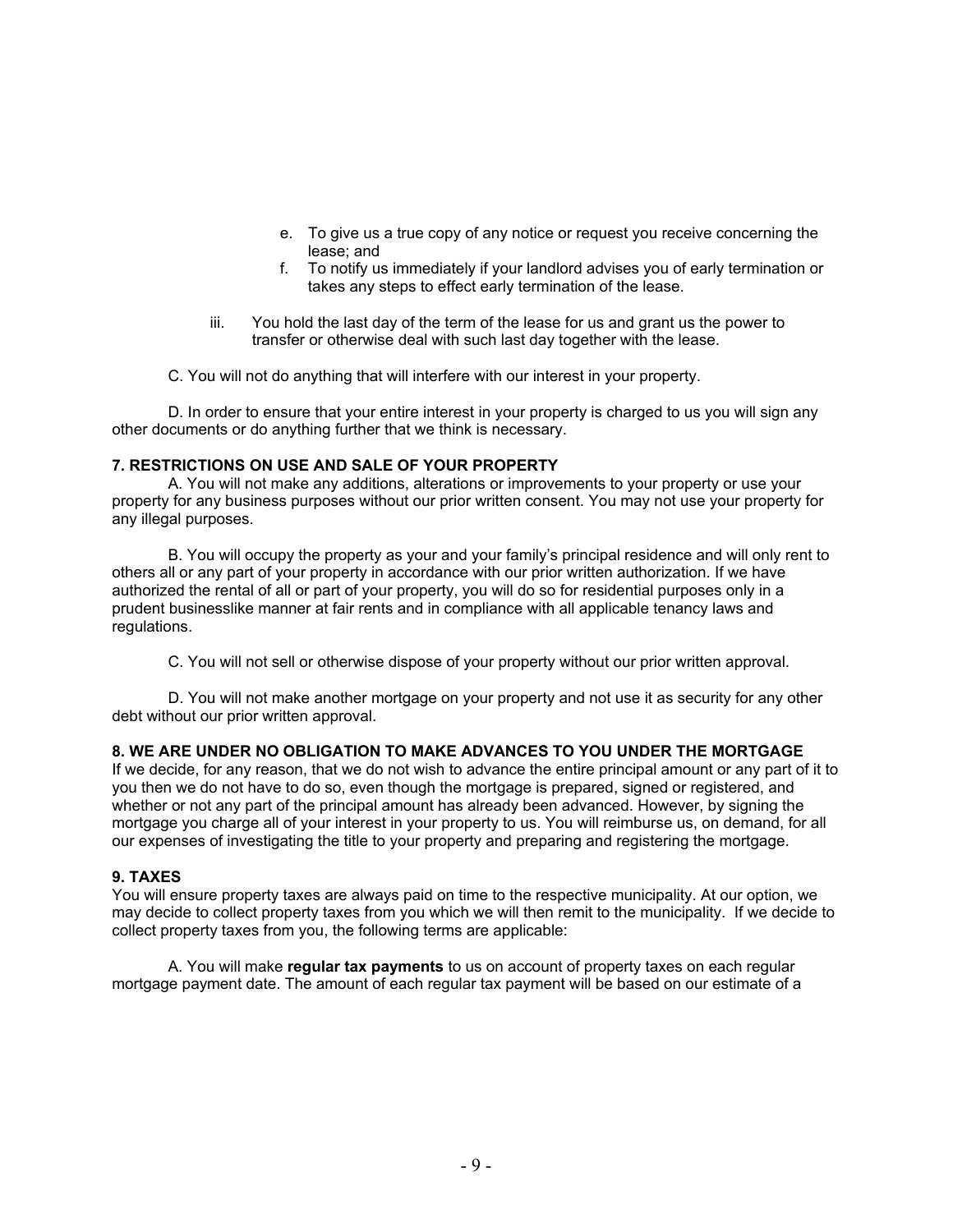e. To give us a true copy of any notice or request you receive concerning the lease; and
f. To notify us immediately if your landlord advises you of early termination or takes any steps to effect early termination of the lease.

iii. You hold the last day of the term of the lease for us and grant us the power to transfer or otherwise deal with such last day together with the lease.

C. You will not do anything that will interfere with our interest in your property.

D. In order to ensure that your entire interest in your property is charged to us you will sign any other documents or do anything further that we think is necessary.

**7. RESTRICTIONS ON USE AND SALE OF YOUR PROPERTY**

A. You will not make any additions, alterations or improvements to your property or use your property for any business purposes without our prior written consent. You may not use your property for any illegal purposes.

B. You will occupy the property as your and your family's principal residence and will only rent to others all or any part of your property in accordance with our prior written authorization. If we have authorized the rental of all or part of your property, you will do so for residential purposes only in a prudent businesslike manner at fair rents and in compliance with all applicable tenancy laws and regulations.

C. You will not sell or otherwise dispose of your property without our prior written approval.

D. You will not make another mortgage on your property and not use it as security for any other debt without our prior written approval.

**8. WE ARE UNDER NO OBLIGATION TO MAKE ADVANCES TO YOU UNDER THE MORTGAGE**

If we decide, for any reason, that we do not wish to advance the entire principal amount or any part of it to you then we do not have to do so, even though the mortgage is prepared, signed or registered, and whether or not any part of the principal amount has already been advanced. However, by signing the mortgage you charge all of your interest in your property to us. You will reimburse us, on demand, for all our expenses of investigating the title to your property and preparing and registering the mortgage.

**9. TAXES**

You will ensure property taxes are always paid on time to the respective municipality. At our option, we may decide to collect property taxes from you which we will then remit to the municipality. If we decide to collect property taxes from you, the following terms are applicable:

A. You will make **regular tax payments** to us on account of property taxes on each regular mortgage payment date. The amount of each regular tax payment will be based on our estimate of a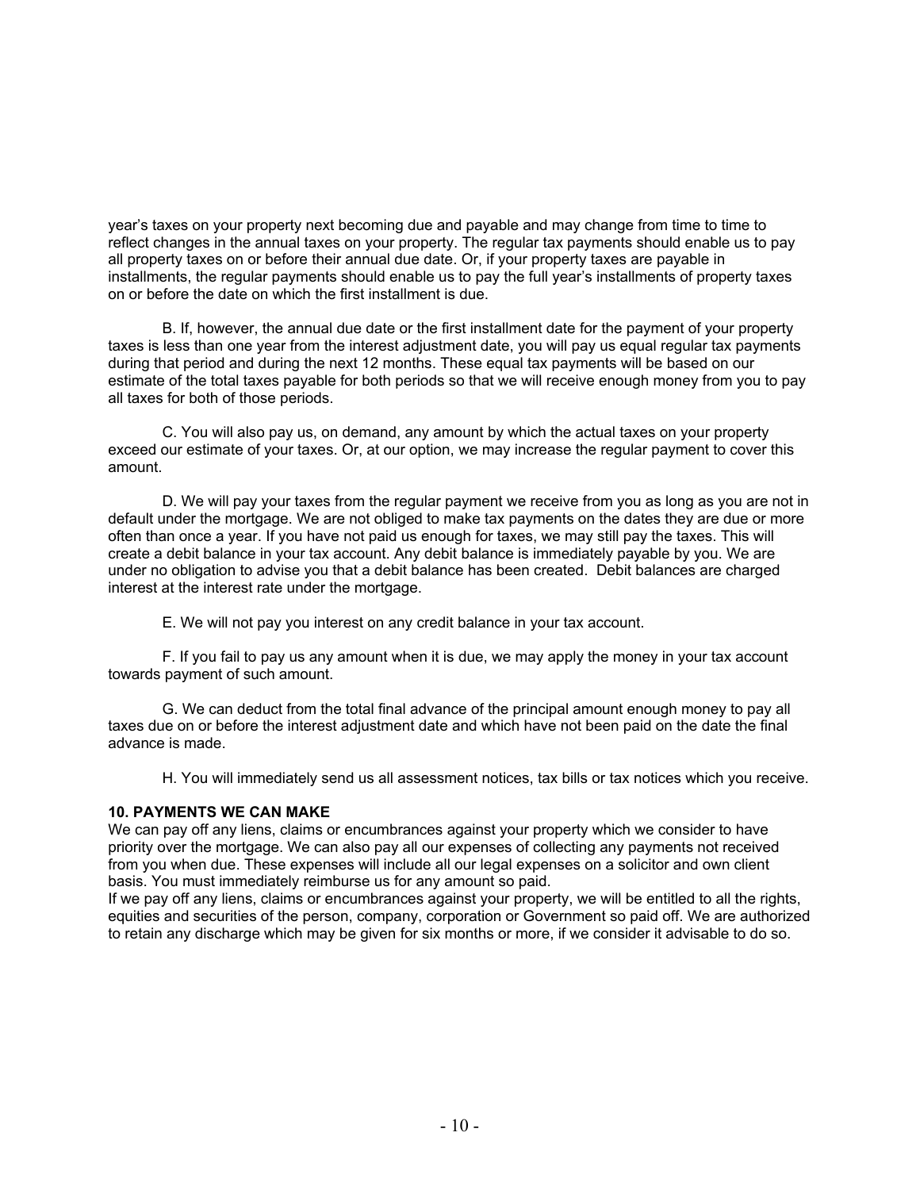year's taxes on your property next becoming due and payable and may change from time to time to reflect changes in the annual taxes on your property. The regular tax payments should enable us to pay all property taxes on or before their annual due date. Or, if your property taxes are payable in installments, the regular payments should enable us to pay the full year's installments of property taxes on or before the date on which the first installment is due.

B. If, however, the annual due date or the first installment date for the payment of your property taxes is less than one year from the interest adjustment date, you will pay us equal regular tax payments during that period and during the next 12 months. These equal tax payments will be based on our estimate of the total taxes payable for both periods so that we will receive enough money from you to pay all taxes for both of those periods.

C. You will also pay us, on demand, any amount by which the actual taxes on your property exceed our estimate of your taxes. Or, at our option, we may increase the regular payment to cover this amount.

D. We will pay your taxes from the regular payment we receive from you as long as you are not in default under the mortgage. We are not obliged to make tax payments on the dates they are due or more often than once a year. If you have not paid us enough for taxes, we may still pay the taxes. This will create a debit balance in your tax account. Any debit balance is immediately payable by you. We are under no obligation to advise you that a debit balance has been created. Debit balances are charged interest at the interest rate under the mortgage.

E. We will not pay you interest on any credit balance in your tax account.

F. If you fail to pay us any amount when it is due, we may apply the money in your tax account towards payment of such amount.

G. We can deduct from the total final advance of the principal amount enough money to pay all taxes due on or before the interest adjustment date and which have not been paid on the date the final advance is made.

H. You will immediately send us all assessment notices, tax bills or tax notices which you receive.

**10. PAYMENTS WE CAN MAKE**

We can pay off any liens, claims or encumbrances against your property which we consider to have priority over the mortgage. We can also pay all our expenses of collecting any payments not received from you when due. These expenses will include all our legal expenses on a solicitor and own client basis. You must immediately reimburse us for any amount so paid.

If we pay off any liens, claims or encumbrances against your property, we will be entitled to all the rights, equities and securities of the person, company, corporation or Government so paid off. We are authorized to retain any discharge which may be given for six months or more, if we consider it advisable to do so.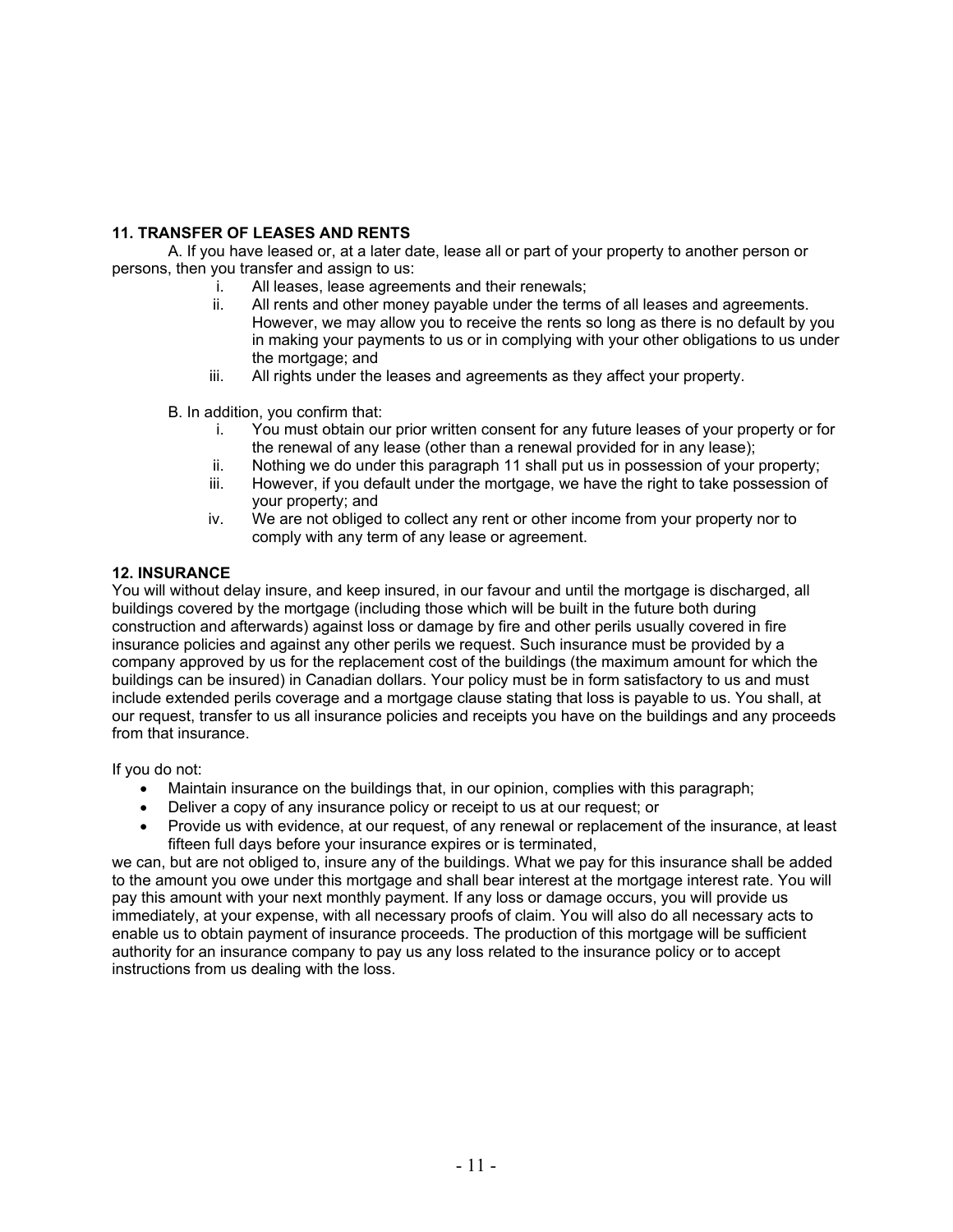**11. TRANSFER OF LEASES AND RENTS**

A. If you have leased or, at a later date, lease all or part of your property to another person or persons, then you transfer and assign to us:

i. All leases, lease agreements and their renewals;
ii. All rents and other money payable under the terms of all leases and agreements. However, we may allow you to receive the rents so long as there is no default by you in making your payments to us or in complying with your other obligations to us under the mortgage; and
iii. All rights under the leases and agreements as they affect your property.

B. In addition, you confirm that:

i. You must obtain our prior written consent for any future leases of your property or for the renewal of any lease (other than a renewal provided for in any lease);
ii. Nothing we do under this paragraph 11 shall put us in possession of your property;
iii. However, if you default under the mortgage, we have the right to take possession of your property; and
iv. We are not obliged to collect any rent or other income from your property nor to comply with any term of any lease or agreement.

**12. INSURANCE**

You will without delay insure, and keep insured, in our favour and until the mortgage is discharged, all buildings covered by the mortgage (including those which will be built in the future both during construction and afterwards) against loss or damage by fire and other perils usually covered in fire insurance policies and against any other perils we request. Such insurance must be provided by a company approved by us for the replacement cost of the buildings (the maximum amount for which the buildings can be insured) in Canadian dollars. Your policy must be in form satisfactory to us and must include extended perils coverage and a mortgage clause stating that loss is payable to us. You shall, at our request, transfer to us all insurance policies and receipts you have on the buildings and any proceeds from that insurance.

If you do not:

- Maintain insurance on the buildings that, in our opinion, complies with this paragraph;
- Deliver a copy of any insurance policy or receipt to us at our request; or
- Provide us with evidence, at our request, of any renewal or replacement of the insurance, at least fifteen full days before your insurance expires or is terminated,

we can, but are not obliged to, insure any of the buildings. What we pay for this insurance shall be added to the amount you owe under this mortgage and shall bear interest at the mortgage interest rate. You will pay this amount with your next monthly payment. If any loss or damage occurs, you will provide us immediately, at your expense, with all necessary proofs of claim. You will also do all necessary acts to enable us to obtain payment of insurance proceeds. The production of this mortgage will be sufficient authority for an insurance company to pay us any loss related to the insurance policy or to accept instructions from us dealing with the loss.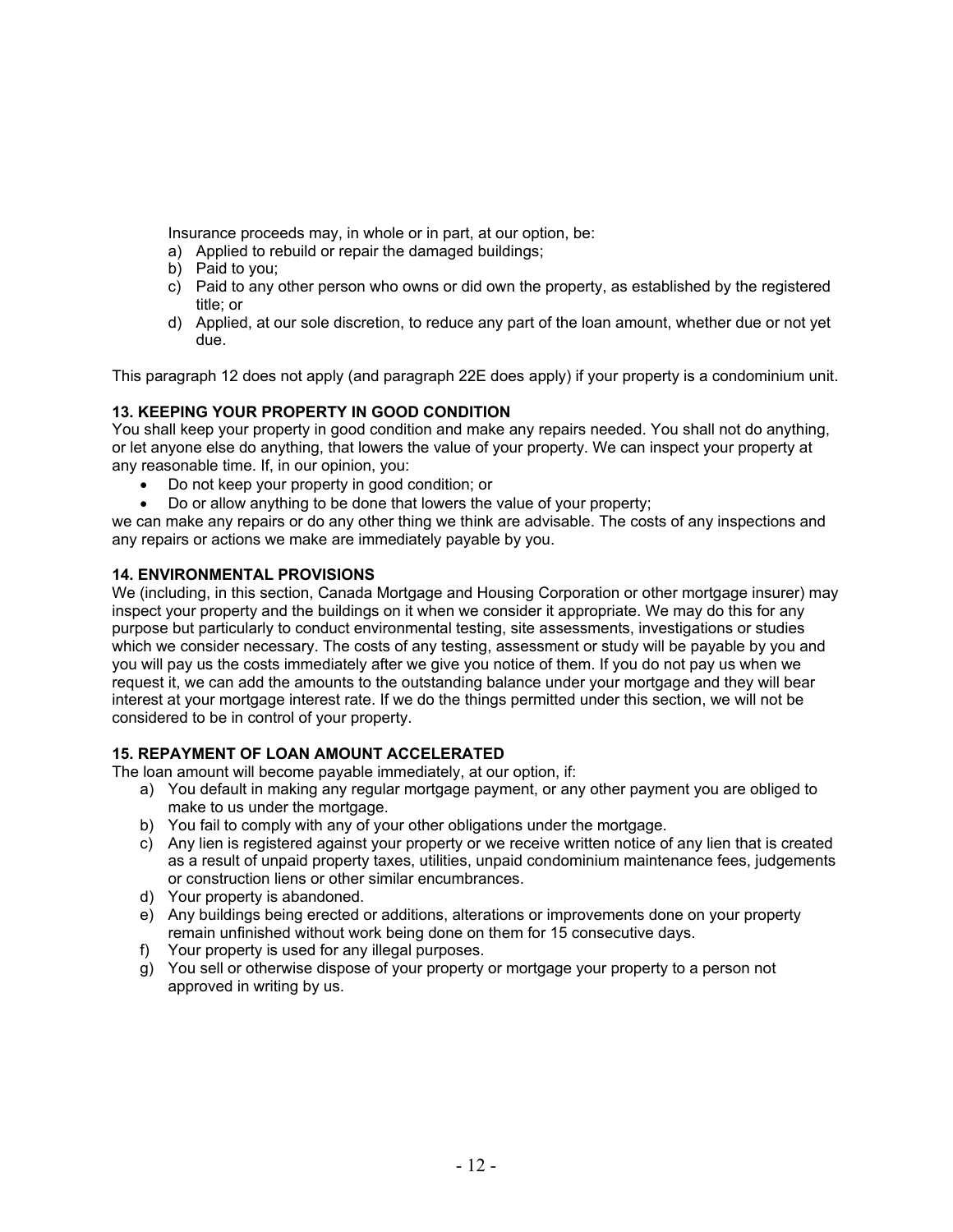Insurance proceeds may, in whole or in part, at our option, be:

a) Applied to rebuild or repair the damaged buildings;
b) Paid to you;
c) Paid to any other person who owns or did own the property, as established by the registered title; or
d) Applied, at our sole discretion, to reduce any part of the loan amount, whether due or not yet due.

This paragraph 12 does not apply (and paragraph 22E does apply) if your property is a condominium unit.

**13. KEEPING YOUR PROPERTY IN GOOD CONDITION**

You shall keep your property in good condition and make any repairs needed. You shall not do anything, or let anyone else do anything, that lowers the value of your property. We can inspect your property at any reasonable time. If, in our opinion, you:

- Do not keep your property in good condition; or
- Do or allow anything to be done that lowers the value of your property;

we can make any repairs or do any other thing we think are advisable. The costs of any inspections and any repairs or actions we make are immediately payable by you.

**14. ENVIRONMENTAL PROVISIONS**

We (including, in this section, Canada Mortgage and Housing Corporation or other mortgage insurer) may inspect your property and the buildings on it when we consider it appropriate. We may do this for any purpose but particularly to conduct environmental testing, site assessments, investigations or studies which we consider necessary. The costs of any testing, assessment or study will be payable by you and you will pay us the costs immediately after we give you notice of them. If you do not pay us when we request it, we can add the amounts to the outstanding balance under your mortgage and they will bear interest at your mortgage interest rate. If we do the things permitted under this section, we will not be considered to be in control of your property.

**15. REPAYMENT OF LOAN AMOUNT ACCELERATED**

The loan amount will become payable immediately, at our option, if:

a) You default in making any regular mortgage payment, or any other payment you are obliged to make to us under the mortgage.
b) You fail to comply with any of your other obligations under the mortgage.
c) Any lien is registered against your property or we receive written notice of any lien that is created as a result of unpaid property taxes, utilities, unpaid condominium maintenance fees, judgements or construction liens or other similar encumbrances.
d) Your property is abandoned.
e) Any buildings being erected or additions, alterations or improvements done on your property remain unfinished without work being done on them for 15 consecutive days.
f) Your property is used for any illegal purposes.
g) You sell or otherwise dispose of your property or mortgage your property to a person not approved in writing by us.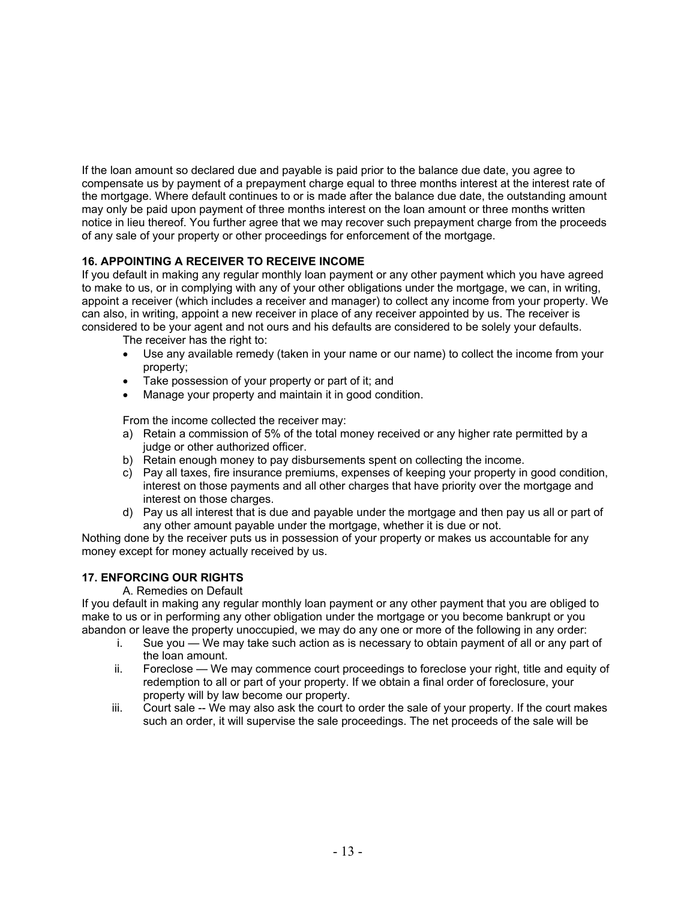If the loan amount so declared due and payable is paid prior to the balance due date, you agree to compensate us by payment of a prepayment charge equal to three months interest at the interest rate of the mortgage. Where default continues to or is made after the balance due date, the outstanding amount may only be paid upon payment of three months interest on the loan amount or three months written notice in lieu thereof. You further agree that we may recover such prepayment charge from the proceeds of any sale of your property or other proceedings for enforcement of the mortgage.

**16. APPOINTING A RECEIVER TO RECEIVE INCOME**

If you default in making any regular monthly loan payment or any other payment which you have agreed to make to us, or in complying with any of your other obligations under the mortgage, we can, in writing, appoint a receiver (which includes a receiver and manager) to collect any income from your property. We can also, in writing, appoint a new receiver in place of any receiver appointed by us. The receiver is considered to be your agent and not ours and his defaults are considered to be solely your defaults.

The receiver has the right to:

- Use any available remedy (taken in your name or our name) to collect the income from your property;
- Take possession of your property or part of it; and
- Manage your property and maintain it in good condition.

From the income collected the receiver may:

a) Retain a commission of 5% of the total money received or any higher rate permitted by a judge or other authorized officer.
b) Retain enough money to pay disbursements spent on collecting the income.
c) Pay all taxes, fire insurance premiums, expenses of keeping your property in good condition, interest on those payments and all other charges that have priority over the mortgage and interest on those charges.
d) Pay us all interest that is due and payable under the mortgage and then pay us all or part of any other amount payable under the mortgage, whether it is due or not.

Nothing done by the receiver puts us in possession of your property or makes us accountable for any money except for money actually received by us.

**17. ENFORCING OUR RIGHTS**

A. Remedies on Default

If you default in making any regular monthly loan payment or any other payment that you are obliged to make to us or in performing any other obligation under the mortgage or you become bankrupt or you abandon or leave the property unoccupied, we may do any one or more of the following in any order:

i. Sue you — We may take such action as is necessary to obtain payment of all or any part of the loan amount.
ii. Foreclose — We may commence court proceedings to foreclose your right, title and equity of redemption to all or part of your property. If we obtain a final order of foreclosure, your property will by law become our property.
iii. Court sale -- We may also ask the court to order the sale of your property. If the court makes such an order, it will supervise the sale proceedings. The net proceeds of the sale will be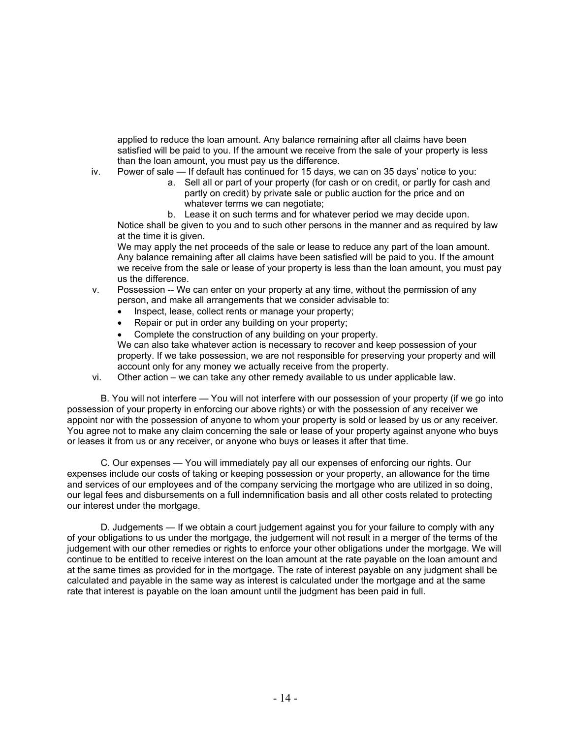applied to reduce the loan amount. Any balance remaining after all claims have been satisfied will be paid to you. If the amount we receive from the sale of your property is less than the loan amount, you must pay us the difference.

iv. Power of sale — If default has continued for 15 days, we can on 35 days' notice to you:

   a. Sell all or part of your property (for cash or on credit, or partly for cash and partly on credit) by private sale or public auction for the price and on whatever terms we can negotiate;

   b. Lease it on such terms and for whatever period we may decide upon.

   Notice shall be given to you and to such other persons in the manner and as required by law at the time it is given.

   We may apply the net proceeds of the sale or lease to reduce any part of the loan amount. Any balance remaining after all claims have been satisfied will be paid to you. If the amount we receive from the sale or lease of your property is less than the loan amount, you must pay us the difference.

v. Possession -- We can enter on your property at any time, without the permission of any person, and make all arrangements that we consider advisable to:

   - Inspect, lease, collect rents or manage your property;
   - Repair or put in order any building on your property;
   - Complete the construction of any building on your property.

   We can also take whatever action is necessary to recover and keep possession of your property. If we take possession, we are not responsible for preserving your property and will account only for any money we actually receive from the property.

vi. Other action – we can take any other remedy available to us under applicable law.

B. You will not interfere — You will not interfere with our possession of your property (if we go into possession of your property in enforcing our above rights) or with the possession of any receiver we appoint nor with the possession of anyone to whom your property is sold or leased by us or any receiver. You agree not to make any claim concerning the sale or lease of your property against anyone who buys or leases it from us or any receiver, or anyone who buys or leases it after that time.

C. Our expenses — You will immediately pay all our expenses of enforcing our rights. Our expenses include our costs of taking or keeping possession or your property, an allowance for the time and services of our employees and of the company servicing the mortgage who are utilized in so doing, our legal fees and disbursements on a full indemnification basis and all other costs related to protecting our interest under the mortgage.

D. Judgements — If we obtain a court judgement against you for your failure to comply with any of your obligations to us under the mortgage, the judgement will not result in a merger of the terms of the judgement with our other remedies or rights to enforce your other obligations under the mortgage. We will continue to be entitled to receive interest on the loan amount at the rate payable on the loan amount and at the same times as provided for in the mortgage. The rate of interest payable on any judgment shall be calculated and payable in the same way as interest is calculated under the mortgage and at the same rate that interest is payable on the loan amount until the judgment has been paid in full.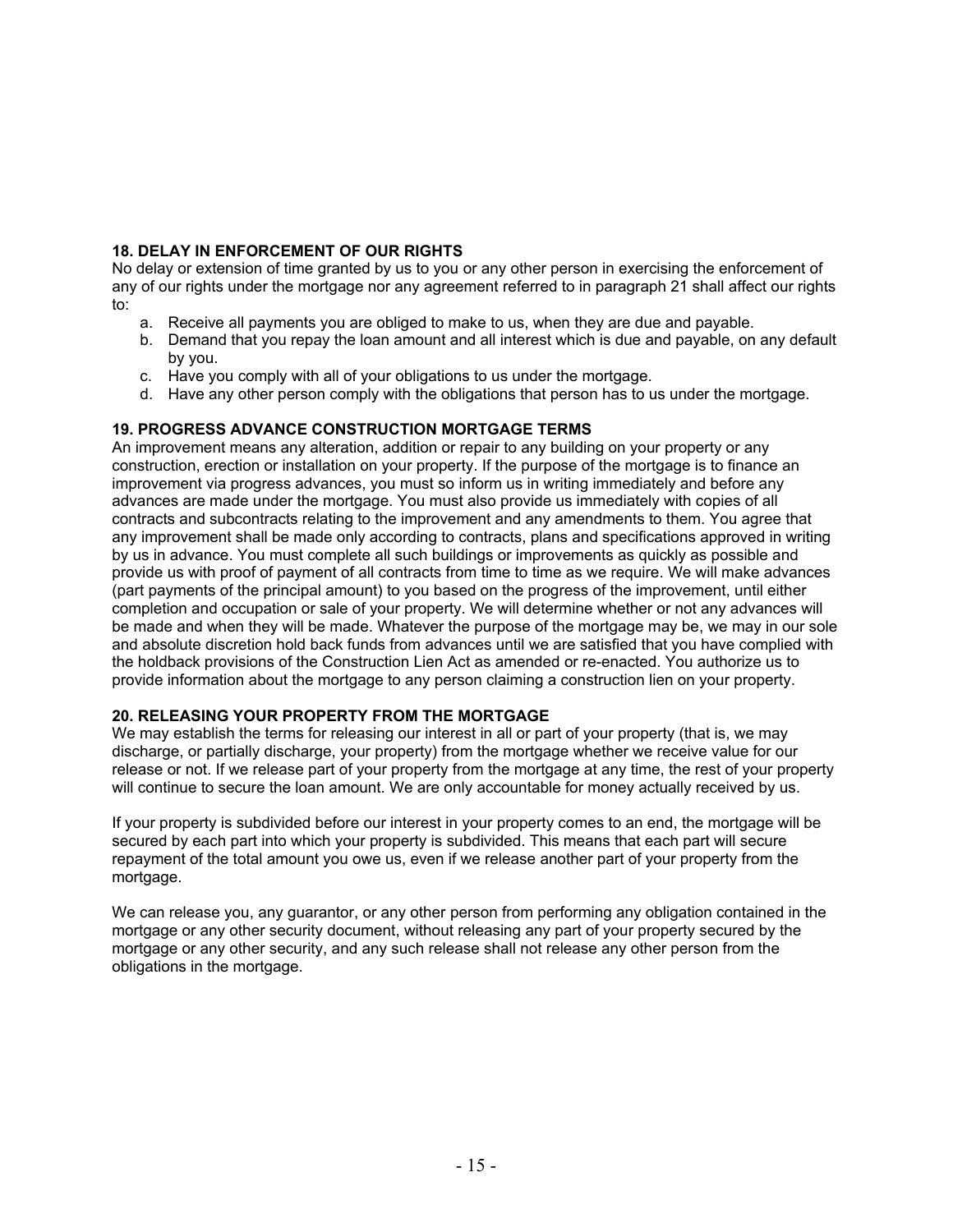**18. DELAY IN ENFORCEMENT OF OUR RIGHTS**
No delay or extension of time granted by us to you or any other person in exercising the enforcement of any of our rights under the mortgage nor any agreement referred to in paragraph 21 shall affect our rights to:

a. Receive all payments you are obliged to make to us, when they are due and payable.
b. Demand that you repay the loan amount and all interest which is due and payable, on any default by you.
c. Have you comply with all of your obligations to us under the mortgage.
d. Have any other person comply with the obligations that person has to us under the mortgage.

**19. PROGRESS ADVANCE CONSTRUCTION MORTGAGE TERMS**
An improvement means any alteration, addition or repair to any building on your property or any construction, erection or installation on your property. If the purpose of the mortgage is to finance an improvement via progress advances, you must so inform us in writing immediately and before any advances are made under the mortgage. You must also provide us immediately with copies of all contracts and subcontracts relating to the improvement and any amendments to them. You agree that any improvement shall be made only according to contracts, plans and specifications approved in writing by us in advance. You must complete all such buildings or improvements as quickly as possible and provide us with proof of payment of all contracts from time to time as we require. We will make advances (part payments of the principal amount) to you based on the progress of the improvement, until either completion and occupation or sale of your property. We will determine whether or not any advances will be made and when they will be made. Whatever the purpose of the mortgage may be, we may in our sole and absolute discretion hold back funds from advances until we are satisfied that you have complied with the holdback provisions of the Construction Lien Act as amended or re-enacted. You authorize us to provide information about the mortgage to any person claiming a construction lien on your property.

**20. RELEASING YOUR PROPERTY FROM THE MORTGAGE**
We may establish the terms for releasing our interest in all or part of your property (that is, we may discharge, or partially discharge, your property) from the mortgage whether we receive value for our release or not. If we release part of your property from the mortgage at any time, the rest of your property will continue to secure the loan amount. We are only accountable for money actually received by us.

If your property is subdivided before our interest in your property comes to an end, the mortgage will be secured by each part into which your property is subdivided. This means that each part will secure repayment of the total amount you owe us, even if we release another part of your property from the mortgage.

We can release you, any guarantor, or any other person from performing any obligation contained in the mortgage or any other security document, without releasing any part of your property secured by the mortgage or any other security, and any such release shall not release any other person from the obligations in the mortgage.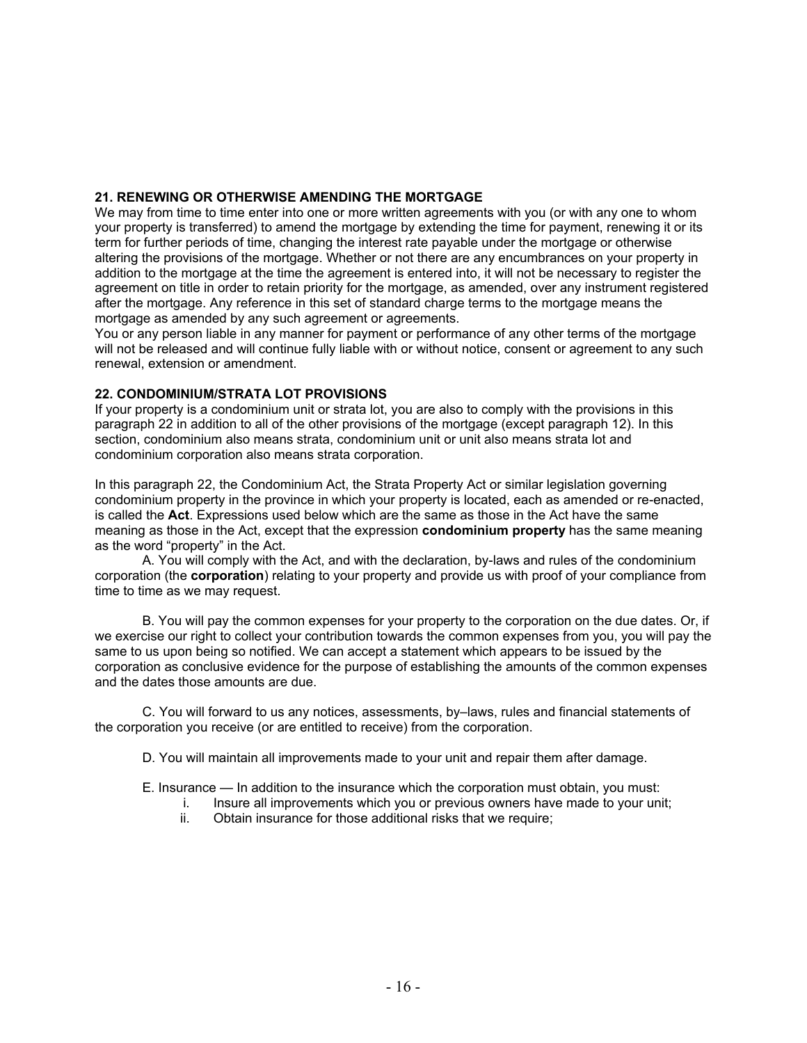**21. RENEWING OR OTHERWISE AMENDING THE MORTGAGE**

We may from time to time enter into one or more written agreements with you (or with any one to whom your property is transferred) to amend the mortgage by extending the time for payment, renewing it or its term for further periods of time, changing the interest rate payable under the mortgage or otherwise altering the provisions of the mortgage. Whether or not there are any encumbrances on your property in addition to the mortgage at the time the agreement is entered into, it will not be necessary to register the agreement on title in order to retain priority for the mortgage, as amended, over any instrument registered after the mortgage. Any reference in this set of standard charge terms to the mortgage means the mortgage as amended by any such agreement or agreements.

You or any person liable in any manner for payment or performance of any other terms of the mortgage will not be released and will continue fully liable with or without notice, consent or agreement to any such renewal, extension or amendment.

**22. CONDOMINIUM/STRATA LOT PROVISIONS**

If your property is a condominium unit or strata lot, you are also to comply with the provisions in this paragraph 22 in addition to all of the other provisions of the mortgage (except paragraph 12). In this section, condominium also means strata, condominium unit or unit also means strata lot and condominium corporation also means strata corporation.

In this paragraph 22, the Condominium Act, the Strata Property Act or similar legislation governing condominium property in the province in which your property is located, each as amended or re-enacted, is called the **Act**. Expressions used below which are the same as those in the Act have the same meaning as those in the Act, except that the expression **condominium property** has the same meaning as the word “property” in the Act.

A. You will comply with the Act, and with the declaration, by-laws and rules of the condominium corporation (the **corporation**) relating to your property and provide us with proof of your compliance from time to time as we may request.

B. You will pay the common expenses for your property to the corporation on the due dates. Or, if we exercise our right to collect your contribution towards the common expenses from you, you will pay the same to us upon being so notified. We can accept a statement which appears to be issued by the corporation as conclusive evidence for the purpose of establishing the amounts of the common expenses and the dates those amounts are due.

C. You will forward to us any notices, assessments, by–laws, rules and financial statements of the corporation you receive (or are entitled to receive) from the corporation.

D. You will maintain all improvements made to your unit and repair them after damage.

E. Insurance — In addition to the insurance which the corporation must obtain, you must:

i. Insure all improvements which you or previous owners have made to your unit;

ii. Obtain insurance for those additional risks that we require;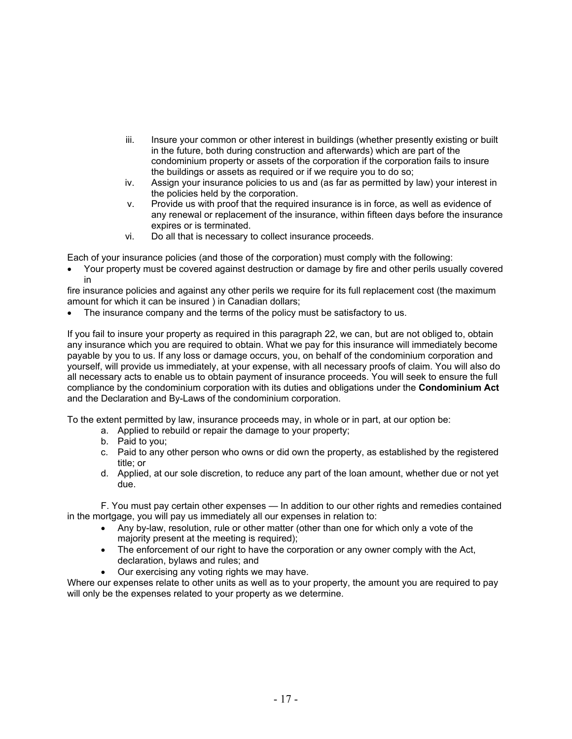iii. Insure your common or other interest in buildings (whether presently existing or built in the future, both during construction and afterwards) which are part of the condominium property or assets of the corporation if the corporation fails to insure the buildings or assets as required or if we require you to do so;

iv. Assign your insurance policies to us and (as far as permitted by law) your interest in the policies held by the corporation.

v. Provide us with proof that the required insurance is in force, as well as evidence of any renewal or replacement of the insurance, within fifteen days before the insurance expires or is terminated.

vi. Do all that is necessary to collect insurance proceeds.

Each of your insurance policies (and those of the corporation) must comply with the following:

- Your property must be covered against destruction or damage by fire and other perils usually covered in

fire insurance policies and against any other perils we require for its full replacement cost (the maximum amount for which it can be insured ) in Canadian dollars;

- The insurance company and the terms of the policy must be satisfactory to us.

If you fail to insure your property as required in this paragraph 22, we can, but are not obliged to, obtain any insurance which you are required to obtain. What we pay for this insurance will immediately become payable by you to us. If any loss or damage occurs, you, on behalf of the condominium corporation and yourself, will provide us immediately, at your expense, with all necessary proofs of claim. You will also do all necessary acts to enable us to obtain payment of insurance proceeds. You will seek to ensure the full compliance by the condominium corporation with its duties and obligations under the **Condominium Act** and the Declaration and By-Laws of the condominium corporation.

To the extent permitted by law, insurance proceeds may, in whole or in part, at our option be:

a. Applied to rebuild or repair the damage to your property;
b. Paid to you;
c. Paid to any other person who owns or did own the property, as established by the registered title; or
d. Applied, at our sole discretion, to reduce any part of the loan amount, whether due or not yet due.

F. You must pay certain other expenses — In addition to our other rights and remedies contained in the mortgage, you will pay us immediately all our expenses in relation to:

- Any by-law, resolution, rule or other matter (other than one for which only a vote of the majority present at the meeting is required);
- The enforcement of our right to have the corporation or any owner comply with the Act, declaration, bylaws and rules; and
- Our exercising any voting rights we may have.

Where our expenses relate to other units as well as to your property, the amount you are required to pay will only be the expenses related to your property as we determine.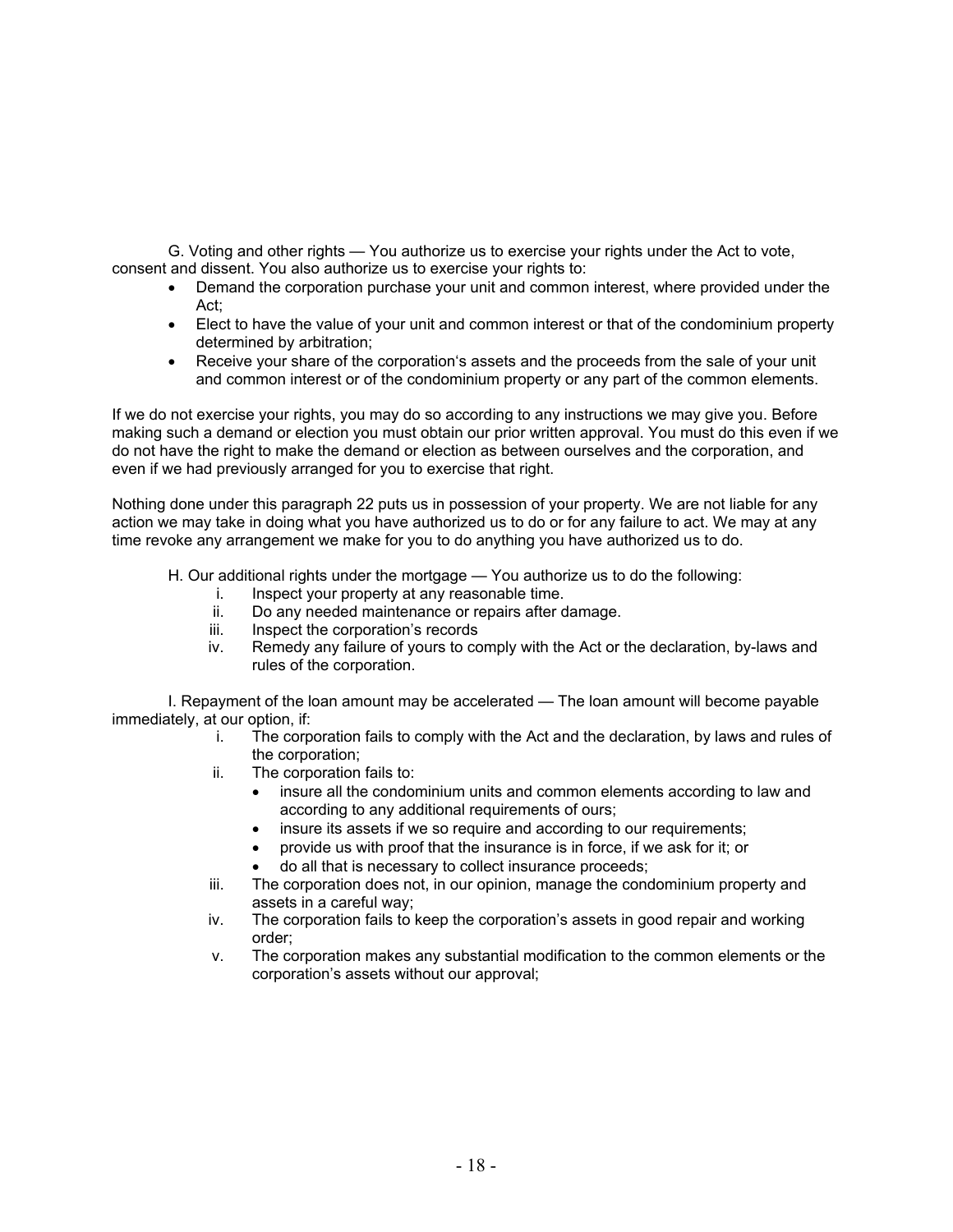G. Voting and other rights — You authorize us to exercise your rights under the Act to vote, consent and dissent. You also authorize us to exercise your rights to:

- Demand the corporation purchase your unit and common interest, where provided under the Act;
- Elect to have the value of your unit and common interest or that of the condominium property determined by arbitration;
- Receive your share of the corporation's assets and the proceeds from the sale of your unit and common interest or of the condominium property or any part of the common elements.

If we do not exercise your rights, you may do so according to any instructions we may give you. Before making such a demand or election you must obtain our prior written approval. You must do this even if we do not have the right to make the demand or election as between ourselves and the corporation, and even if we had previously arranged for you to exercise that right.

Nothing done under this paragraph 22 puts us in possession of your property. We are not liable for any action we may take in doing what you have authorized us to do or for any failure to act. We may at any time revoke any arrangement we make for you to do anything you have authorized us to do.

H. Our additional rights under the mortgage — You authorize us to do the following:

i. Inspect your property at any reasonable time.
ii. Do any needed maintenance or repairs after damage.
iii. Inspect the corporation's records
iv. Remedy any failure of yours to comply with the Act or the declaration, by-laws and rules of the corporation.

I. Repayment of the loan amount may be accelerated — The loan amount will become payable immediately, at our option, if:

i. The corporation fails to comply with the Act and the declaration, by laws and rules of the corporation;
ii. The corporation fails to:
   - insure all the condominium units and common elements according to law and according to any additional requirements of ours;
   - insure its assets if we so require and according to our requirements;
   - provide us with proof that the insurance is in force, if we ask for it; or
   - do all that is necessary to collect insurance proceeds;
iii. The corporation does not, in our opinion, manage the condominium property and assets in a careful way;
iv. The corporation fails to keep the corporation's assets in good repair and working order;
v. The corporation makes any substantial modification to the common elements or the corporation's assets without our approval;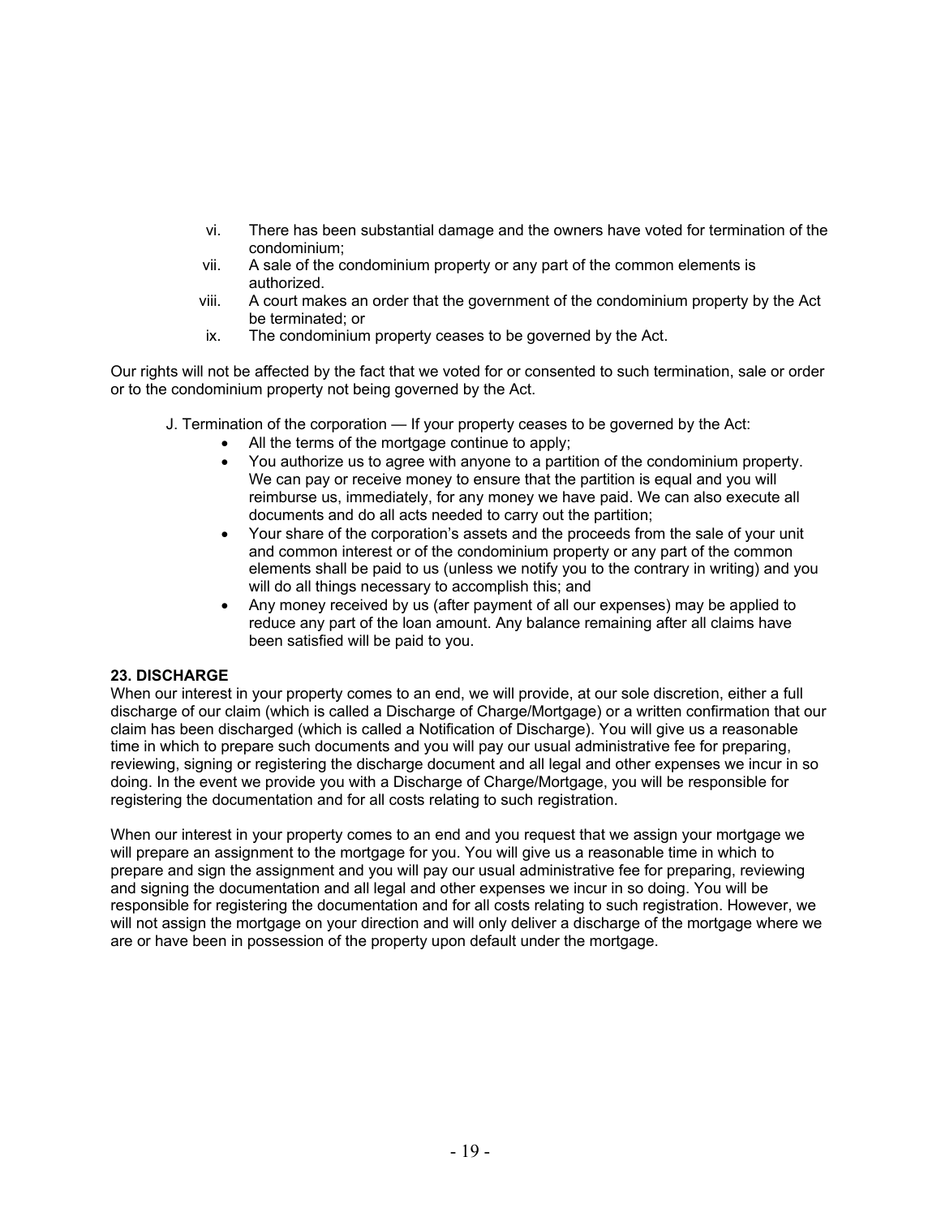vi. There has been substantial damage and the owners have voted for termination of the condominium;
vii. A sale of the condominium property or any part of the common elements is authorized.
viii. A court makes an order that the government of the condominium property by the Act be terminated; or
ix. The condominium property ceases to be governed by the Act.

Our rights will not be affected by the fact that we voted for or consented to such termination, sale or order or to the condominium property not being governed by the Act.

J. Termination of the corporation — If your property ceases to be governed by the Act:

- All the terms of the mortgage continue to apply;
- You authorize us to agree with anyone to a partition of the condominium property. We can pay or receive money to ensure that the partition is equal and you will reimburse us, immediately, for any money we have paid. We can also execute all documents and do all acts needed to carry out the partition;
- Your share of the corporation's assets and the proceeds from the sale of your unit and common interest or of the condominium property or any part of the common elements shall be paid to us (unless we notify you to the contrary in writing) and you will do all things necessary to accomplish this; and
- Any money received by us (after payment of all our expenses) may be applied to reduce any part of the loan amount. Any balance remaining after all claims have been satisfied will be paid to you.

**23. DISCHARGE**

When our interest in your property comes to an end, we will provide, at our sole discretion, either a full discharge of our claim (which is called a Discharge of Charge/Mortgage) or a written confirmation that our claim has been discharged (which is called a Notification of Discharge). You will give us a reasonable time in which to prepare such documents and you will pay our usual administrative fee for preparing, reviewing, signing or registering the discharge document and all legal and other expenses we incur in so doing. In the event we provide you with a Discharge of Charge/Mortgage, you will be responsible for registering the documentation and for all costs relating to such registration.

When our interest in your property comes to an end and you request that we assign your mortgage we will prepare an assignment to the mortgage for you. You will give us a reasonable time in which to prepare and sign the assignment and you will pay our usual administrative fee for preparing, reviewing and signing the documentation and all legal and other expenses we incur in so doing. You will be responsible for registering the documentation and for all costs relating to such registration. However, we will not assign the mortgage on your direction and will only deliver a discharge of the mortgage where we are or have been in possession of the property upon default under the mortgage.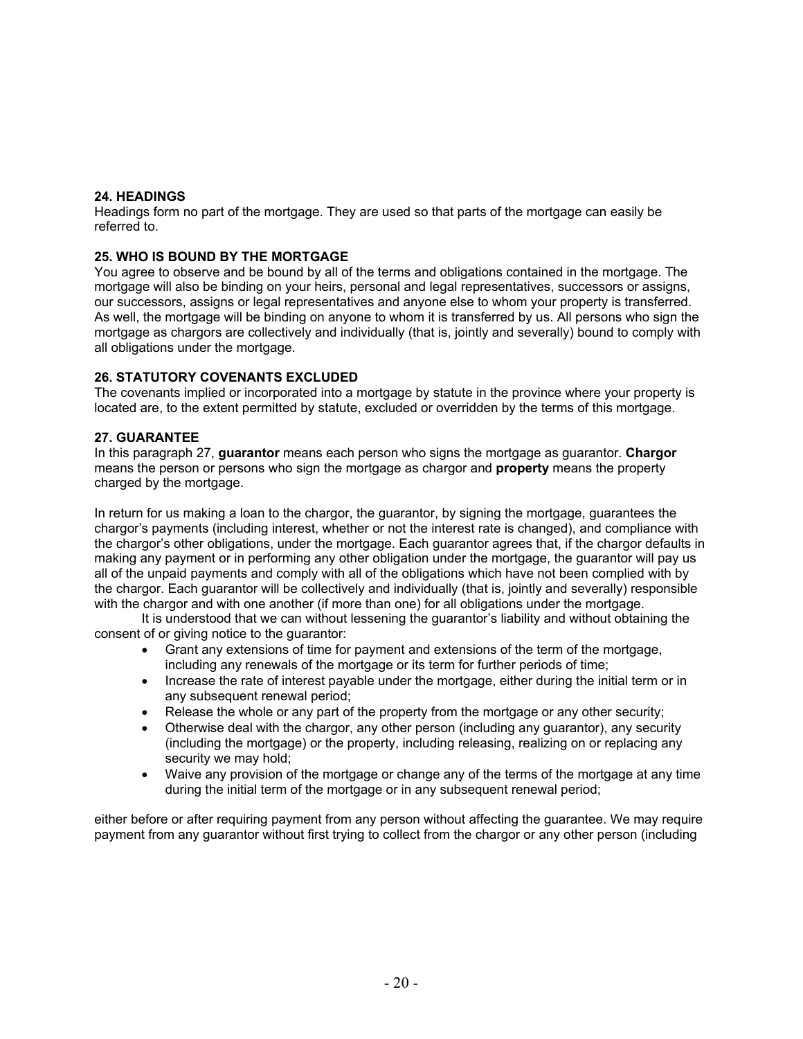**24. HEADINGS**
Headings form no part of the mortgage. They are used so that parts of the mortgage can easily be referred to.

**25. WHO IS BOUND BY THE MORTGAGE**
You agree to observe and be bound by all of the terms and obligations contained in the mortgage. The mortgage will also be binding on your heirs, personal and legal representatives, successors or assigns, our successors, assigns or legal representatives and anyone else to whom your property is transferred. As well, the mortgage will be binding on anyone to whom it is transferred by us. All persons who sign the mortgage as chargors are collectively and individually (that is, jointly and severally) bound to comply with all obligations under the mortgage.

**26. STATUTORY COVENANTS EXCLUDED**
The covenants implied or incorporated into a mortgage by statute in the province where your property is located are, to the extent permitted by statute, excluded or overridden by the terms of this mortgage.

**27. GUARANTEE**
In this paragraph 27, **guarantor** means each person who signs the mortgage as guarantor. **Chargor** means the person or persons who sign the mortgage as chargor and **property** means the property charged by the mortgage.

In return for us making a loan to the chargor, the guarantor, by signing the mortgage, guarantees the chargor's payments (including interest, whether or not the interest rate is changed), and compliance with the chargor's other obligations, under the mortgage. Each guarantor agrees that, if the chargor defaults in making any payment or in performing any other obligation under the mortgage, the guarantor will pay us all of the unpaid payments and comply with all of the obligations which have not been complied with by the chargor. Each guarantor will be collectively and individually (that is, jointly and severally) responsible with the chargor and with one another (if more than one) for all obligations under the mortgage.

It is understood that we can without lessening the guarantor's liability and without obtaining the consent of or giving notice to the guarantor:

- Grant any extensions of time for payment and extensions of the term of the mortgage, including any renewals of the mortgage or its term for further periods of time;
- Increase the rate of interest payable under the mortgage, either during the initial term or in any subsequent renewal period;
- Release the whole or any part of the property from the mortgage or any other security;
- Otherwise deal with the chargor, any other person (including any guarantor), any security (including the mortgage) or the property, including releasing, realizing on or replacing any security we may hold;
- Waive any provision of the mortgage or change any of the terms of the mortgage at any time during the initial term of the mortgage or in any subsequent renewal period;

either before or after requiring payment from any person without affecting the guarantee. We may require payment from any guarantor without first trying to collect from the chargor or any other person (including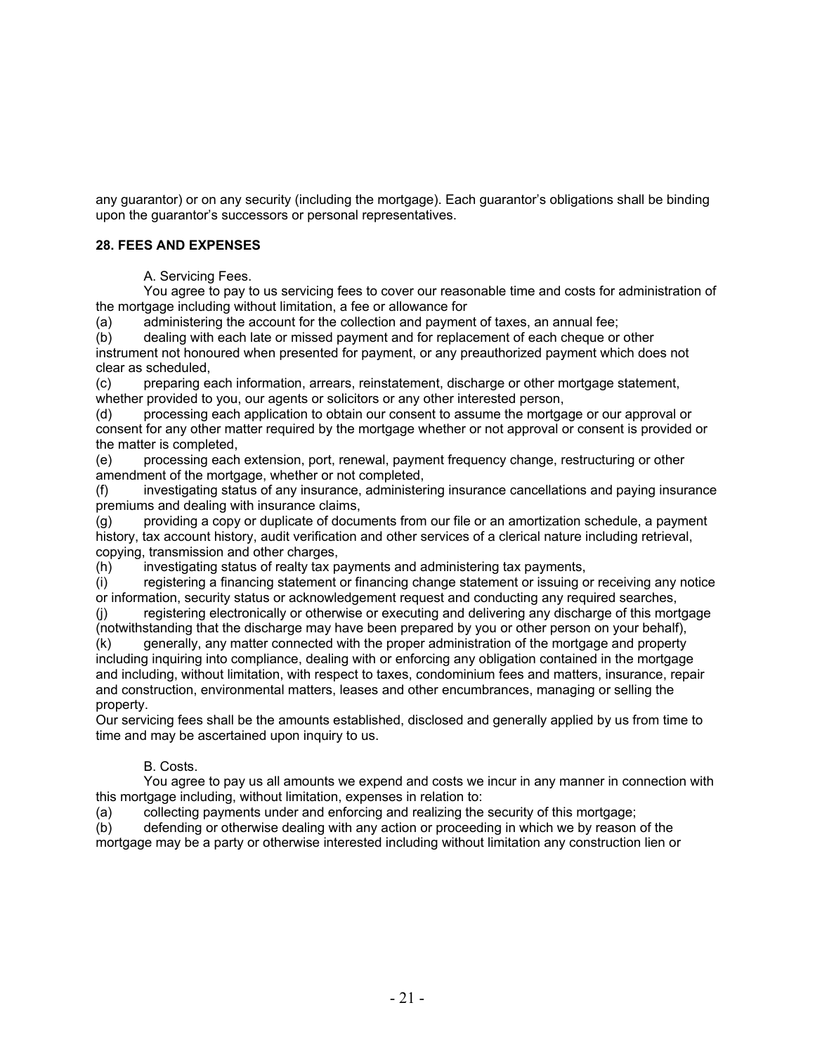any guarantor) or on any security (including the mortgage). Each guarantor's obligations shall be binding upon the guarantor's successors or personal representatives.

## 28. FEES AND EXPENSES

A. Servicing Fees.

You agree to pay to us servicing fees to cover our reasonable time and costs for administration of the mortgage including without limitation, a fee or allowance for

(a) administering the account for the collection and payment of taxes, an annual fee;

(b) dealing with each late or missed payment and for replacement of each cheque or other instrument not honoured when presented for payment, or any preauthorized payment which does not clear as scheduled,

(c) preparing each information, arrears, reinstatement, discharge or other mortgage statement, whether provided to you, our agents or solicitors or any other interested person,

(d) processing each application to obtain our consent to assume the mortgage or our approval or consent for any other matter required by the mortgage whether or not approval or consent is provided or the matter is completed,

(e) processing each extension, port, renewal, payment frequency change, restructuring or other amendment of the mortgage, whether or not completed,

(f) investigating status of any insurance, administering insurance cancellations and paying insurance premiums and dealing with insurance claims,

(g) providing a copy or duplicate of documents from our file or an amortization schedule, a payment history, tax account history, audit verification and other services of a clerical nature including retrieval, copying, transmission and other charges,

(h) investigating status of realty tax payments and administering tax payments,

(i) registering a financing statement or financing change statement or issuing or receiving any notice or information, security status or acknowledgement request and conducting any required searches,

(j) registering electronically or otherwise or executing and delivering any discharge of this mortgage (notwithstanding that the discharge may have been prepared by you or other person on your behalf),

(k) generally, any matter connected with the proper administration of the mortgage and property including inquiring into compliance, dealing with or enforcing any obligation contained in the mortgage and including, without limitation, with respect to taxes, condominium fees and matters, insurance, repair and construction, environmental matters, leases and other encumbrances, managing or selling the property.

Our servicing fees shall be the amounts established, disclosed and generally applied by us from time to time and may be ascertained upon inquiry to us.

B. Costs.

You agree to pay us all amounts we expend and costs we incur in any manner in connection with this mortgage including, without limitation, expenses in relation to:

(a) collecting payments under and enforcing and realizing the security of this mortgage;

(b) defending or otherwise dealing with any action or proceeding in which we by reason of the mortgage may be a party or otherwise interested including without limitation any construction lien or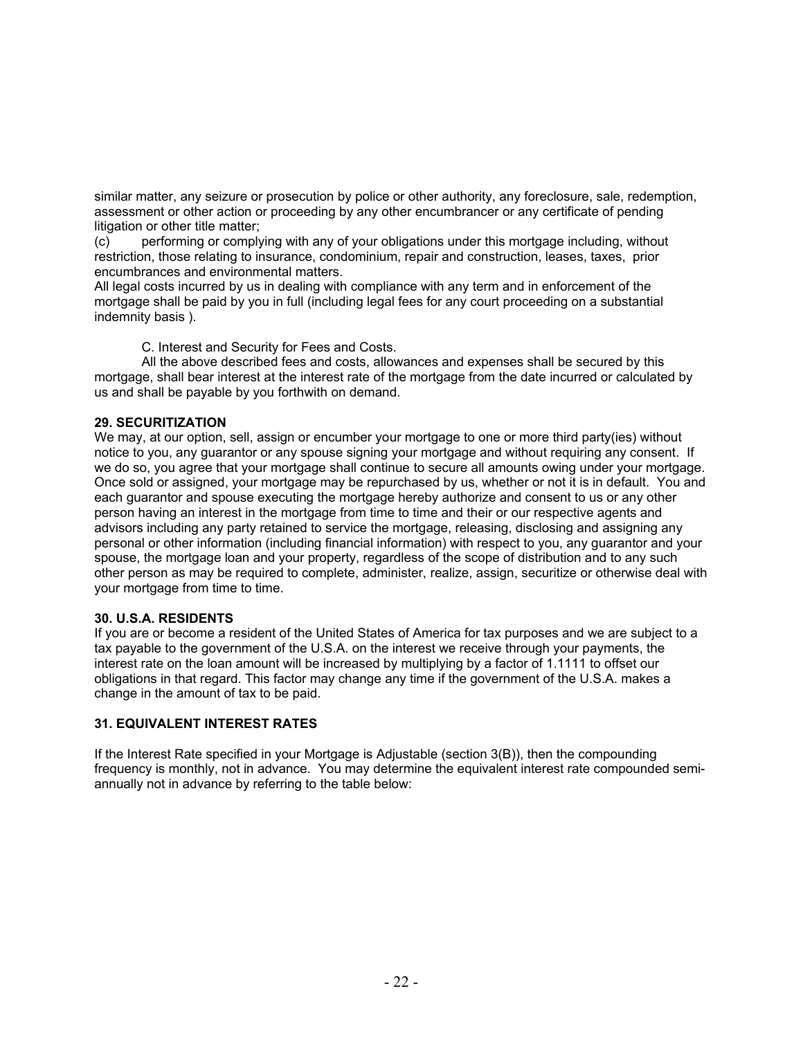similar matter, any seizure or prosecution by police or other authority, any foreclosure, sale, redemption, assessment or other action or proceeding by any other encumbrancer or any certificate of pending litigation or other title matter;

(c) performing or complying with any of your obligations under this mortgage including, without restriction, those relating to insurance, condominium, repair and construction, leases, taxes, prior encumbrances and environmental matters.

All legal costs incurred by us in dealing with compliance with any term and in enforcement of the mortgage shall be paid by you in full (including legal fees for any court proceeding on a substantial indemnity basis ).

C. Interest and Security for Fees and Costs.

All the above described fees and costs, allowances and expenses shall be secured by this mortgage, shall bear interest at the interest rate of the mortgage from the date incurred or calculated by us and shall be payable by you forthwith on demand.

**29. SECURITIZATION**

We may, at our option, sell, assign or encumber your mortgage to one or more third party(ies) without notice to you, any guarantor or any spouse signing your mortgage and without requiring any consent. If we do so, you agree that your mortgage shall continue to secure all amounts owing under your mortgage. Once sold or assigned, your mortgage may be repurchased by us, whether or not it is in default. You and each guarantor and spouse executing the mortgage hereby authorize and consent to us or any other person having an interest in the mortgage from time to time and their or our respective agents and advisors including any party retained to service the mortgage, releasing, disclosing and assigning any personal or other information (including financial information) with respect to you, any guarantor and your spouse, the mortgage loan and your property, regardless of the scope of distribution and to any such other person as may be required to complete, administer, realize, assign, securitize or otherwise deal with your mortgage from time to time.

**30. U.S.A. RESIDENTS**

If you are or become a resident of the United States of America for tax purposes and we are subject to a tax payable to the government of the U.S.A. on the interest we receive through your payments, the interest rate on the loan amount will be increased by multiplying by a factor of 1.1111 to offset our obligations in that regard. This factor may change any time if the government of the U.S.A. makes a change in the amount of tax to be paid.

**31. EQUIVALENT INTEREST RATES**

If the Interest Rate specified in your Mortgage is Adjustable (section 3(B)), then the compounding frequency is monthly, not in advance. You may determine the equivalent interest rate compounded semi-annually not in advance by referring to the table below: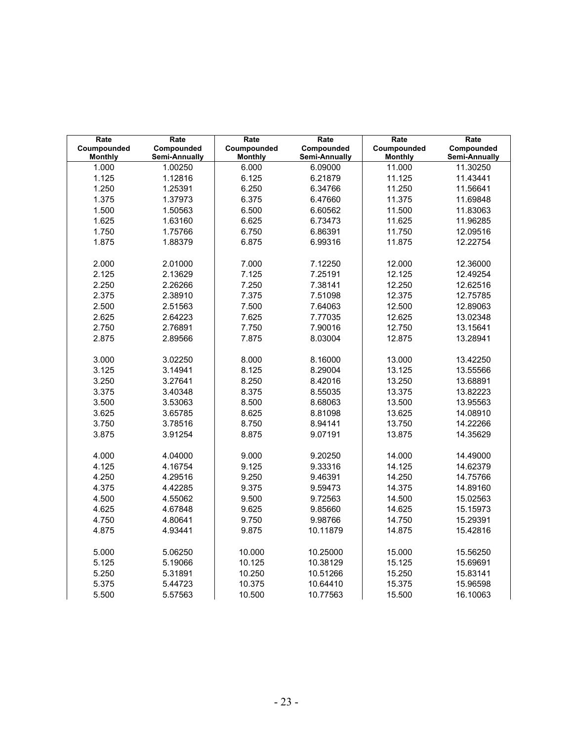| Rate Coupounded Monthly | Rate Compounded Semi-Annually | Rate Coupounded Monthly | Rate Compounded Semi-Annually | Rate Coupounded Monthly | Rate Compounded Semi-Annually |
|---|---|---|---|---|---|
| 1.000 | 1.00250 | 6.000 | 6.09000 | 11.000 | 11.30250 |
| 1.125 | 1.12816 | 6.125 | 6.21879 | 11.125 | 11.43441 |
| 1.250 | 1.25391 | 6.250 | 6.34766 | 11.250 | 11.56641 |
| 1.375 | 1.37973 | 6.375 | 6.47660 | 11.375 | 11.69848 |
| 1.500 | 1.50563 | 6.500 | 6.60562 | 11.500 | 11.83063 |
| 1.625 | 1.63160 | 6.625 | 6.73473 | 11.625 | 11.96285 |
| 1.750 | 1.75766 | 6.750 | 6.86391 | 11.750 | 12.09516 |
| 1.875 | 1.88379 | 6.875 | 6.99316 | 11.875 | 12.22754 |
| 2.000 | 2.01000 | 7.000 | 7.12250 | 12.000 | 12.36000 |
| 2.125 | 2.13629 | 7.125 | 7.25191 | 12.125 | 12.49254 |
| 2.250 | 2.26266 | 7.250 | 7.38141 | 12.250 | 12.62516 |
| 2.375 | 2.38910 | 7.375 | 7.51098 | 12.375 | 12.75785 |
| 2.500 | 2.51563 | 7.500 | 7.64063 | 12.500 | 12.89063 |
| 2.625 | 2.64223 | 7.625 | 7.77035 | 12.625 | 13.02348 |
| 2.750 | 2.76891 | 7.750 | 7.90016 | 12.750 | 13.15641 |
| 2.875 | 2.89566 | 7.875 | 8.03004 | 12.875 | 13.28941 |
| 3.000 | 3.02250 | 8.000 | 8.16000 | 13.000 | 13.42250 |
| 3.125 | 3.14941 | 8.125 | 8.29004 | 13.125 | 13.55566 |
| 3.250 | 3.27641 | 8.250 | 8.42016 | 13.250 | 13.68891 |
| 3.375 | 3.40348 | 8.375 | 8.55035 | 13.375 | 13.82223 |
| 3.500 | 3.53063 | 8.500 | 8.68063 | 13.500 | 13.95563 |
| 3.625 | 3.65785 | 8.625 | 8.81098 | 13.625 | 14.08910 |
| 3.750 | 3.78516 | 8.750 | 8.94141 | 13.750 | 14.22266 |
| 3.875 | 3.91254 | 8.875 | 9.07191 | 13.875 | 14.35629 |
| 4.000 | 4.04000 | 9.000 | 9.20250 | 14.000 | 14.49000 |
| 4.125 | 4.16754 | 9.125 | 9.33316 | 14.125 | 14.62379 |
| 4.250 | 4.29516 | 9.250 | 9.46391 | 14.250 | 14.75766 |
| 4.375 | 4.42285 | 9.375 | 9.59473 | 14.375 | 14.89160 |
| 4.500 | 4.55062 | 9.500 | 9.72563 | 14.500 | 15.02563 |
| 4.625 | 4.67848 | 9.625 | 9.85660 | 14.625 | 15.15973 |
| 4.750 | 4.80641 | 9.750 | 9.98766 | 14.750 | 15.29391 |
| 4.875 | 4.93441 | 9.875 | 10.11879 | 14.875 | 15.42816 |
| 5.000 | 5.06250 | 10.000 | 10.25000 | 15.000 | 15.56250 |
| 5.125 | 5.19066 | 10.125 | 10.38129 | 15.125 | 15.69691 |
| 5.250 | 5.31891 | 10.250 | 10.51266 | 15.250 | 15.83141 |
| 5.375 | 5.44723 | 10.375 | 10.64410 | 15.375 | 15.96598 |
| 5.500 | 5.57563 | 10.500 | 10.77563 | 15.500 | 16.10063 |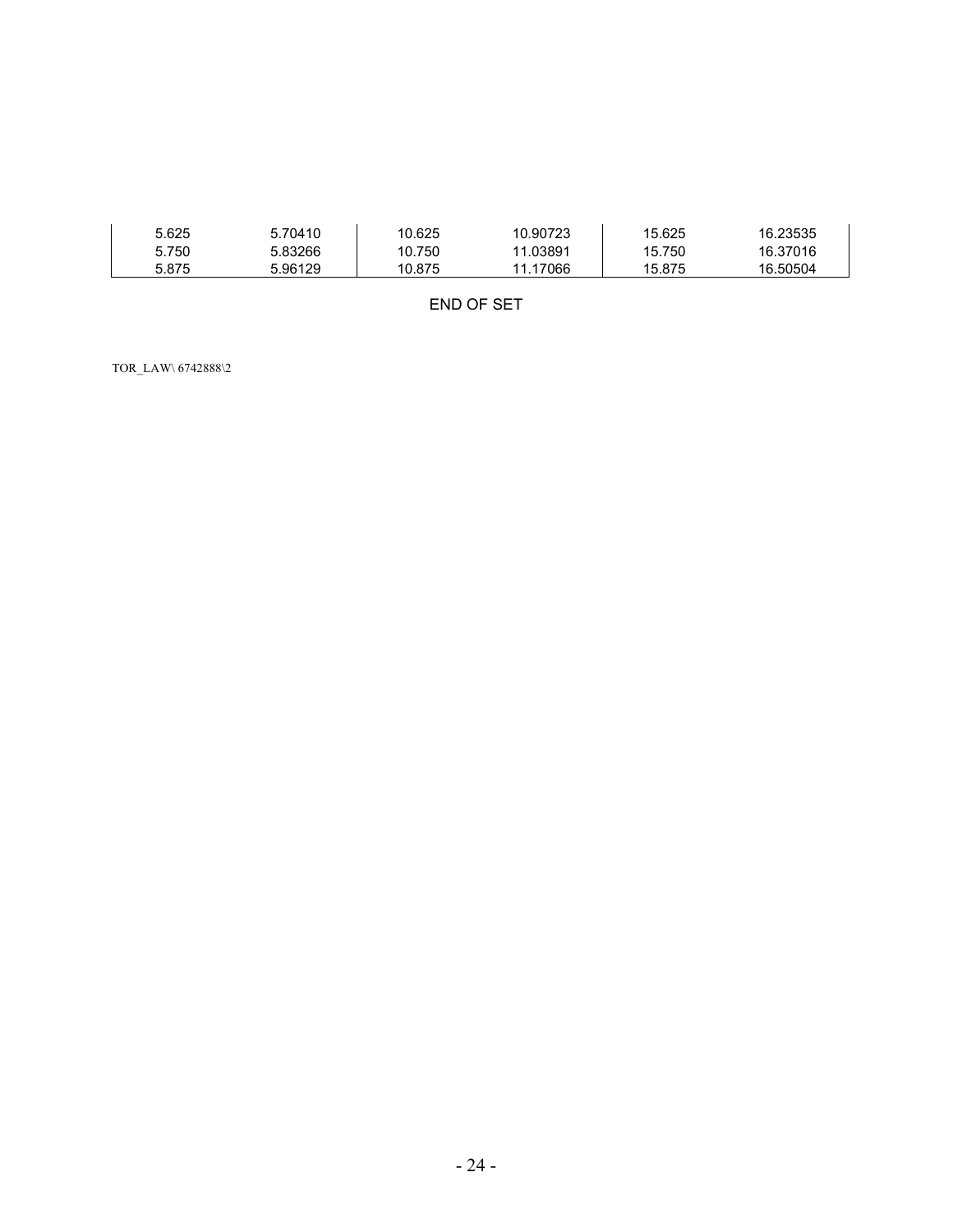| | | | | | |
|---|---|---|---|---|---|
| 5.625 | 5.70410 | 10.625 | 10.90723 | 15.625 | 16.23535 |
| 5.750 | 5.83266 | 10.750 | 11.03891 | 15.750 | 16.37016 |
| 5.875 | 5.96129 | 10.875 | 11.17066 | 15.875 | 16.50504 |

END OF SET

TOR_LAW\ 6742888\2